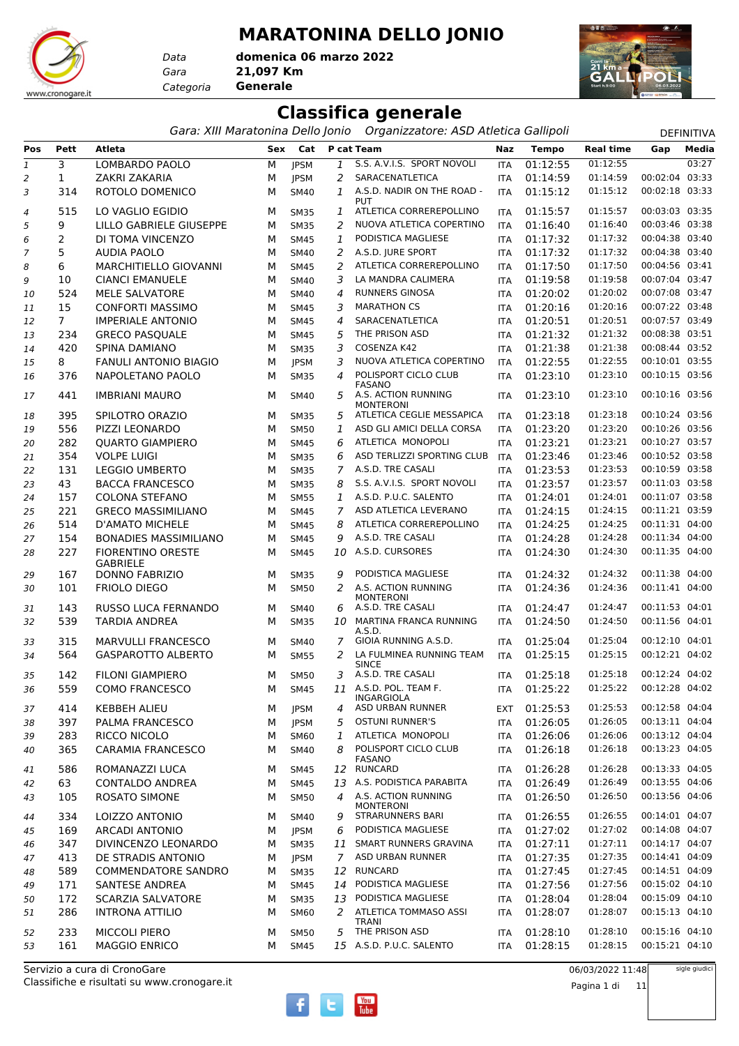# MARATONINA DELLO JONIO

*Data* **domenica 06 marzo 2022**
*Gara* **21,097 Km**
*Categoria* **Generale**

## Classifica generale

*Gara: XIII Maratonina Dello Jonio    Organizzatore: ASD Atletica Gallipoli*    DEFINITIVA

| Pos | Pett | Atleta | Sex | Cat | P cat | Team | Naz | Tempo | Real time | Gap | Media |
|---|---|---|---|---|---|---|---|---|---|---|---|
| 1 | 3 | LOMBARDO PAOLO | M | JPSM | 1 | S.S. A.V.I.S. SPORT NOVOLI | ITA | 01:12:55 | 01:12:55 | | 03:27 |
| 2 | 1 | ZAKRI ZAKARIA | M | JPSM | 2 | SARACENATLETICA | ITA | 01:14:59 | 01:14:59 | 00:02:04 | 03:33 |
| 3 | 314 | ROTOLO DOMENICO | M | SM40 | 1 | A.S.D. NADIR ON THE ROAD - PUT | ITA | 01:15:12 | 01:15:12 | 00:02:18 | 03:33 |
| 4 | 515 | LO VAGLIO EGIDIO | M | SM35 | 1 | ATLETICA CORREREPOLLINO | ITA | 01:15:57 | 01:15:57 | 00:03:03 | 03:35 |
| 5 | 9 | LILLO GABRIELE GIUSEPPE | M | SM35 | 2 | NUOVA ATLETICA COPERTINO | ITA | 01:16:40 | 01:16:40 | 00:03:46 | 03:38 |
| 6 | 2 | DI TOMA VINCENZO | M | SM45 | 1 | PODISTICA MAGLIESE | ITA | 01:17:32 | 01:17:32 | 00:04:38 | 03:40 |
| 7 | 5 | AUDIA PAOLO | M | SM40 | 2 | A.S.D. JURE SPORT | ITA | 01:17:32 | 01:17:32 | 00:04:38 | 03:40 |
| 8 | 6 | MARCHITIELLO GIOVANNI | M | SM45 | 2 | ATLETICA CORREREPOLLINO | ITA | 01:17:50 | 01:17:50 | 00:04:56 | 03:41 |
| 9 | 10 | CIANCI EMANUELE | M | SM40 | 3 | LA MANDRA CALIMERA | ITA | 01:19:58 | 01:19:58 | 00:07:04 | 03:47 |
| 10 | 524 | MELE SALVATORE | M | SM40 | 4 | RUNNERS GINOSA | ITA | 01:20:02 | 01:20:02 | 00:07:08 | 03:47 |
| 11 | 15 | CONFORTI MASSIMO | M | SM45 | 3 | MARATHON CS | ITA | 01:20:16 | 01:20:16 | 00:07:22 | 03:48 |
| 12 | 7 | IMPERIALE ANTONIO | M | SM45 | 4 | SARACENATLETICA | ITA | 01:20:51 | 01:20:51 | 00:07:57 | 03:49 |
| 13 | 234 | GRECO PASQUALE | M | SM45 | 5 | THE PRISON ASD | ITA | 01:21:32 | 01:21:32 | 00:08:38 | 03:51 |
| 14 | 420 | SPINA DAMIANO | M | SM35 | 3 | COSENZA K42 | ITA | 01:21:38 | 01:21:38 | 00:08:44 | 03:52 |
| 15 | 8 | FANULI ANTONIO BIAGIO | M | JPSM | 3 | NUOVA ATLETICA COPERTINO | ITA | 01:22:55 | 01:22:55 | 00:10:01 | 03:55 |
| 16 | 376 | NAPOLETANO PAOLO | M | SM35 | 4 | POLISPORT CICLO CLUB FASANO | ITA | 01:23:10 | 01:23:10 | 00:10:15 | 03:56 |
| 17 | 441 | IMBRIANI MAURO | M | SM40 | 5 | A.S. ACTION RUNNING MONTERONI | ITA | 01:23:10 | 01:23:10 | 00:10:16 | 03:56 |
| 18 | 395 | SPILOTRO ORAZIO | M | SM35 | 5 | ATLETICA CEGLIE MESSAPICA | ITA | 01:23:18 | 01:23:18 | 00:10:24 | 03:56 |
| 19 | 556 | PIZZI LEONARDO | M | SM50 | 1 | ASD GLI AMICI DELLA CORSA | ITA | 01:23:20 | 01:23:20 | 00:10:26 | 03:56 |
| 20 | 282 | QUARTO GIAMPIERO | M | SM45 | 6 | ATLETICA MONOPOLI | ITA | 01:23:21 | 01:23:21 | 00:10:27 | 03:57 |
| 21 | 354 | VOLPE LUIGI | M | SM35 | 6 | ASD TERLIZZI SPORTING CLUB | ITA | 01:23:46 | 01:23:46 | 00:10:52 | 03:58 |
| 22 | 131 | LEGGIO UMBERTO | M | SM35 | 7 | A.S.D. TRE CASALI | ITA | 01:23:53 | 01:23:53 | 00:10:59 | 03:58 |
| 23 | 43 | BACCA FRANCESCO | M | SM35 | 8 | S.S. A.V.I.S. SPORT NOVOLI | ITA | 01:23:57 | 01:23:57 | 00:11:03 | 03:58 |
| 24 | 157 | COLONA STEFANO | M | SM55 | 1 | A.S.D. P.U.C. SALENTO | ITA | 01:24:01 | 01:24:01 | 00:11:07 | 03:58 |
| 25 | 221 | GRECO MASSIMILIANO | M | SM45 | 7 | ASD ATLETICA LEVERANO | ITA | 01:24:15 | 01:24:15 | 00:11:21 | 03:59 |
| 26 | 514 | D'AMATO MICHELE | M | SM45 | 8 | ATLETICA CORREREPOLLINO | ITA | 01:24:25 | 01:24:25 | 00:11:31 | 04:00 |
| 27 | 154 | BONADIES MASSIMILIANO | M | SM45 | 9 | A.S.D. TRE CASALI | ITA | 01:24:28 | 01:24:28 | 00:11:34 | 04:00 |
| 28 | 227 | FIORENTINO ORESTE GABRIELE | M | SM45 | 10 | A.S.D. CURSORES | ITA | 01:24:30 | 01:24:30 | 00:11:35 | 04:00 |
| 29 | 167 | DONNO FABRIZIO | M | SM35 | 9 | PODISTICA MAGLIESE | ITA | 01:24:32 | 01:24:32 | 00:11:38 | 04:00 |
| 30 | 101 | FRIOLO DIEGO | M | SM50 | 2 | A.S. ACTION RUNNING MONTERONI | ITA | 01:24:36 | 01:24:36 | 00:11:41 | 04:00 |
| 31 | 143 | RUSSO LUCA FERNANDO | M | SM40 | 6 | A.S.D. TRE CASALI | ITA | 01:24:47 | 01:24:47 | 00:11:53 | 04:01 |
| 32 | 539 | TARDIA ANDREA | M | SM35 | 10 | MARTINA FRANCA RUNNING A.S.D. | ITA | 01:24:50 | 01:24:50 | 00:11:56 | 04:01 |
| 33 | 315 | MARVULLI FRANCESCO | M | SM40 | 7 | GIOIA RUNNING A.S.D. | ITA | 01:25:04 | 01:25:04 | 00:12:10 | 04:01 |
| 34 | 564 | GASPAROTTO ALBERTO | M | SM55 | 2 | LA FULMINEA RUNNING TEAM SINCE | ITA | 01:25:15 | 01:25:15 | 00:12:21 | 04:02 |
| 35 | 142 | FILONI GIAMPIERO | M | SM50 | 3 | A.S.D. TRE CASALI | ITA | 01:25:18 | 01:25:18 | 00:12:24 | 04:02 |
| 36 | 559 | COMO FRANCESCO | M | SM45 | 11 | A.S.D. POL. TEAM F. INGARGIOLA | ITA | 01:25:22 | 01:25:22 | 00:12:28 | 04:02 |
| 37 | 414 | KEBBEH ALIEU | M | JPSM | 4 | ASD URBAN RUNNER | EXT | 01:25:53 | 01:25:53 | 00:12:58 | 04:04 |
| 38 | 397 | PALMA FRANCESCO | M | JPSM | 5 | OSTUNI RUNNER'S | ITA | 01:26:05 | 01:26:05 | 00:13:11 | 04:04 |
| 39 | 283 | RICCO NICOLO | M | SM60 | 1 | ATLETICA MONOPOLI | ITA | 01:26:06 | 01:26:06 | 00:13:12 | 04:04 |
| 40 | 365 | CARAMIA FRANCESCO | M | SM40 | 8 | POLISPORT CICLO CLUB FASANO | ITA | 01:26:18 | 01:26:18 | 00:13:23 | 04:05 |
| 41 | 586 | ROMANAZZI LUCA | M | SM45 | 12 | RUNCARD | ITA | 01:26:28 | 01:26:28 | 00:13:33 | 04:05 |
| 42 | 63 | CONTALDO ANDREA | M | SM45 | 13 | A.S. PODISTICA PARABITA | ITA | 01:26:49 | 01:26:49 | 00:13:55 | 04:06 |
| 43 | 105 | ROSATO SIMONE | M | SM50 | 4 | A.S. ACTION RUNNING MONTERONI | ITA | 01:26:50 | 01:26:50 | 00:13:56 | 04:06 |
| 44 | 334 | LOIZZO ANTONIO | M | SM40 | 9 | STRARUNNERS BARI | ITA | 01:26:55 | 01:26:55 | 00:14:01 | 04:07 |
| 45 | 169 | ARCADI ANTONIO | M | JPSM | 6 | PODISTICA MAGLIESE | ITA | 01:27:02 | 01:27:02 | 00:14:08 | 04:07 |
| 46 | 347 | DIVINCENZO LEONARDO | M | SM35 | 11 | SMART RUNNERS GRAVINA | ITA | 01:27:11 | 01:27:11 | 00:14:17 | 04:07 |
| 47 | 413 | DE STRADIS ANTONIO | M | JPSM | 7 | ASD URBAN RUNNER | ITA | 01:27:35 | 01:27:35 | 00:14:41 | 04:09 |
| 48 | 589 | COMMENDATORE SANDRO | M | SM35 | 12 | RUNCARD | ITA | 01:27:45 | 01:27:45 | 00:14:51 | 04:09 |
| 49 | 171 | SANTESE ANDREA | M | SM45 | 14 | PODISTICA MAGLIESE | ITA | 01:27:56 | 01:27:56 | 00:15:02 | 04:10 |
| 50 | 172 | SCARZIA SALVATORE | M | SM35 | 13 | PODISTICA MAGLIESE | ITA | 01:28:04 | 01:28:04 | 00:15:09 | 04:10 |
| 51 | 286 | INTRONA ATTILIO | M | SM60 | 2 | ATLETICA TOMMASO ASSI TRANI | ITA | 01:28:07 | 01:28:07 | 00:15:13 | 04:10 |
| 52 | 233 | MICCOLI PIERO | M | SM50 | 5 | THE PRISON ASD | ITA | 01:28:10 | 01:28:10 | 00:15:16 | 04:10 |
| 53 | 161 | MAGGIO ENRICO | M | SM45 | 15 | A.S.D. P.U.C. SALENTO | ITA | 01:28:15 | 01:28:15 | 00:15:21 | 04:10 |

Servizio a cura di CronoGare
Classifiche e risultati su www.cronogare.it

06/03/2022 11:48

sigle giudici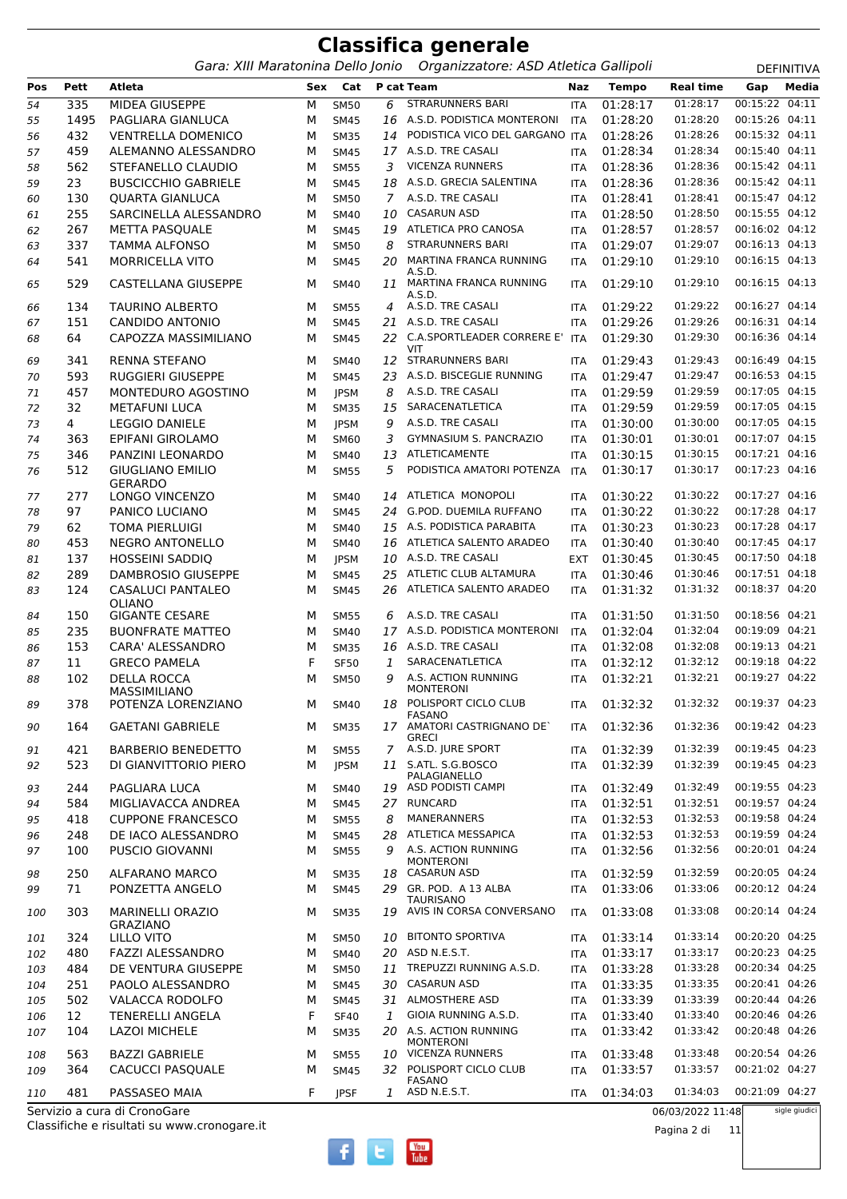# Classifica generale

*Gara: XIII Maratonina Dello Jonio Organizzatore: ASD Atletica Gallipoli* DEFINITIVA

| Pos | Pett | Atleta | Sex | Cat | P cat | Team | Naz | Tempo | Real time | Gap | Media |
|---|---|---|---|---|---|---|---|---|---|---|---|
| 54 | 335 | MIDEA GIUSEPPE | M | SM50 | 6 | STRARUNNERS BARI | ITA | 01:28:17 | 01:28:17 | 00:15:22 | 04:11 |
| 55 | 1495 | PAGLIARA GIANLUCA | M | SM45 | 16 | A.S.D. PODISTICA MONTERONI | ITA | 01:28:20 | 01:28:20 | 00:15:26 | 04:11 |
| 56 | 432 | VENTRELLA DOMENICO | M | SM35 | 14 | PODISTICA VICO DEL GARGANO | ITA | 01:28:26 | 01:28:26 | 00:15:32 | 04:11 |
| 57 | 459 | ALEMANNO ALESSANDRO | M | SM45 | 17 | A.S.D. TRE CASALI | ITA | 01:28:34 | 01:28:34 | 00:15:40 | 04:11 |
| 58 | 562 | STEFANELLO CLAUDIO | M | SM55 | 3 | VICENZA RUNNERS | ITA | 01:28:36 | 01:28:36 | 00:15:42 | 04:11 |
| 59 | 23 | BUSCICCHIO GABRIELE | M | SM45 | 18 | A.S.D. GRECIA SALENTINA | ITA | 01:28:36 | 01:28:36 | 00:15:42 | 04:11 |
| 60 | 130 | QUARTA GIANLUCA | M | SM50 | 7 | A.S.D. TRE CASALI | ITA | 01:28:41 | 01:28:41 | 00:15:47 | 04:12 |
| 61 | 255 | SARCINELLA ALESSANDRO | M | SM40 | 10 | CASARUN ASD | ITA | 01:28:50 | 01:28:50 | 00:15:55 | 04:12 |
| 62 | 267 | METTA PASQUALE | M | SM45 | 19 | ATLETICA PRO CANOSA | ITA | 01:28:57 | 01:28:57 | 00:16:02 | 04:12 |
| 63 | 337 | TAMMA ALFONSO | M | SM50 | 8 | STRARUNNERS BARI | ITA | 01:29:07 | 01:29:07 | 00:16:13 | 04:13 |
| 64 | 541 | MORRICELLA VITO | M | SM45 | 20 | MARTINA FRANCA RUNNING A.S.D. | ITA | 01:29:10 | 01:29:10 | 00:16:15 | 04:13 |
| 65 | 529 | CASTELLANA GIUSEPPE | M | SM40 | 11 | MARTINA FRANCA RUNNING A.S.D. | ITA | 01:29:10 | 01:29:10 | 00:16:15 | 04:13 |
| 66 | 134 | TAURINO ALBERTO | M | SM55 | 4 | A.S.D. TRE CASALI | ITA | 01:29:22 | 01:29:22 | 00:16:27 | 04:14 |
| 67 | 151 | CANDIDO ANTONIO | M | SM45 | 21 | A.S.D. TRE CASALI | ITA | 01:29:26 | 01:29:26 | 00:16:31 | 04:14 |
| 68 | 64 | CAPOZZA MASSIMILIANO | M | SM45 | 22 | C.A.SPORTLEADER CORRERE E' VIT | ITA | 01:29:30 | 01:29:30 | 00:16:36 | 04:14 |
| 69 | 341 | RENNA STEFANO | M | SM40 | 12 | STRARUNNERS BARI | ITA | 01:29:43 | 01:29:43 | 00:16:49 | 04:15 |
| 70 | 593 | RUGGIERI GIUSEPPE | M | SM45 | 23 | A.S.D. BISCEGLIE RUNNING | ITA | 01:29:47 | 01:29:47 | 00:16:53 | 04:15 |
| 71 | 457 | MONTEDURO AGOSTINO | M | JPSM | 8 | A.S.D. TRE CASALI | ITA | 01:29:59 | 01:29:59 | 00:17:05 | 04:15 |
| 72 | 32 | METAFUNI LUCA | M | SM35 | 15 | SARACENATLETICA | ITA | 01:29:59 | 01:29:59 | 00:17:05 | 04:15 |
| 73 | 4 | LEGGIO DANIELE | M | JPSM | 9 | A.S.D. TRE CASALI | ITA | 01:30:00 | 01:30:00 | 00:17:05 | 04:15 |
| 74 | 363 | EPIFANI GIROLAMO | M | SM60 | 3 | GYMNASIUM S. PANCRAZIO | ITA | 01:30:01 | 01:30:01 | 00:17:07 | 04:15 |
| 75 | 346 | PANZINI LEONARDO | M | SM40 | 13 | ATLETICAMENTE | ITA | 01:30:15 | 01:30:15 | 00:17:21 | 04:16 |
| 76 | 512 | GIUGLIANO EMILIO GERARDO | M | SM55 | 5 | PODISTICA AMATORI POTENZA | ITA | 01:30:17 | 01:30:17 | 00:17:23 | 04:16 |
| 77 | 277 | LONGO VINCENZO | M | SM40 | 14 | ATLETICA MONOPOLI | ITA | 01:30:22 | 01:30:22 | 00:17:27 | 04:16 |
| 78 | 97 | PANICO LUCIANO | M | SM45 | 24 | G.POD. DUEMILA RUFFANO | ITA | 01:30:22 | 01:30:22 | 00:17:28 | 04:17 |
| 79 | 62 | TOMA PIERLUIGI | M | SM40 | 15 | A.S. PODISTICA PARABITA | ITA | 01:30:23 | 01:30:23 | 00:17:28 | 04:17 |
| 80 | 453 | NEGRO ANTONELLO | M | SM40 | 16 | ATLETICA SALENTO ARADEO | ITA | 01:30:40 | 01:30:40 | 00:17:45 | 04:17 |
| 81 | 137 | HOSSEINI SADDIQ | M | JPSM | 10 | A.S.D. TRE CASALI | EXT | 01:30:45 | 01:30:45 | 00:17:50 | 04:18 |
| 82 | 289 | DAMBROSIO GIUSEPPE | M | SM45 | 25 | ATLETIC CLUB ALTAMURA | ITA | 01:30:46 | 01:30:46 | 00:17:51 | 04:18 |
| 83 | 124 | CASALUCI PANTALEO OLIANO | M | SM45 | 26 | ATLETICA SALENTO ARADEO | ITA | 01:31:32 | 01:31:32 | 00:18:37 | 04:20 |
| 84 | 150 | GIGANTE CESARE | M | SM55 | 6 | A.S.D. TRE CASALI | ITA | 01:31:50 | 01:31:50 | 00:18:56 | 04:21 |
| 85 | 235 | BUONFRATE MATTEO | M | SM40 | 17 | A.S.D. PODISTICA MONTERONI | ITA | 01:32:04 | 01:32:04 | 00:19:09 | 04:21 |
| 86 | 153 | CARA' ALESSANDRO | M | SM35 | 16 | A.S.D. TRE CASALI | ITA | 01:32:08 | 01:32:08 | 00:19:13 | 04:21 |
| 87 | 11 | GRECO PAMELA | F | SF50 | 1 | SARACENATLETICA | ITA | 01:32:12 | 01:32:12 | 00:19:18 | 04:22 |
| 88 | 102 | DELLA ROCCA MASSIMILIANO | M | SM50 | 9 | A.S. ACTION RUNNING MONTERONI | ITA | 01:32:21 | 01:32:21 | 00:19:27 | 04:22 |
| 89 | 378 | POTENZA LORENZIANO | M | SM40 | 18 | POLISPORT CICLO CLUB FASANO | ITA | 01:32:32 | 01:32:32 | 00:19:37 | 04:23 |
| 90 | 164 | GAETANI GABRIELE | M | SM35 | 17 | AMATORI CASTRIGNANO DE` GRECI | ITA | 01:32:36 | 01:32:36 | 00:19:42 | 04:23 |
| 91 | 421 | BARBERIO BENEDETTO | M | SM55 | 7 | A.S.D. JURE SPORT | ITA | 01:32:39 | 01:32:39 | 00:19:45 | 04:23 |
| 92 | 523 | DI GIANVITTORIO PIERO | M | JPSM | 11 | S.ATL. S.G.BOSCO PALAGIANELLO | ITA | 01:32:39 | 01:32:39 | 00:19:45 | 04:23 |
| 93 | 244 | PAGLIARA LUCA | M | SM40 | 19 | ASD PODISTI CAMPI | ITA | 01:32:49 | 01:32:49 | 00:19:55 | 04:23 |
| 94 | 584 | MIGLIAVACCA ANDREA | M | SM45 | 27 | RUNCARD | ITA | 01:32:51 | 01:32:51 | 00:19:57 | 04:24 |
| 95 | 418 | CUPPONE FRANCESCO | M | SM55 | 8 | MANERANNERS | ITA | 01:32:53 | 01:32:53 | 00:19:58 | 04:24 |
| 96 | 248 | DE IACO ALESSANDRO | M | SM45 | 28 | ATLETICA MESSAPICA | ITA | 01:32:53 | 01:32:53 | 00:19:59 | 04:24 |
| 97 | 100 | PUSCIO GIOVANNI | M | SM55 | 9 | A.S. ACTION RUNNING MONTERONI | ITA | 01:32:56 | 01:32:56 | 00:20:01 | 04:24 |
| 98 | 250 | ALFARANO MARCO | M | SM35 | 18 | CASARUN ASD | ITA | 01:32:59 | 01:32:59 | 00:20:05 | 04:24 |
| 99 | 71 | PONZETTA ANGELO | M | SM45 | 29 | GR. POD. A 13 ALBA TAURISANO | ITA | 01:33:06 | 01:33:06 | 00:20:12 | 04:24 |
| 100 | 303 | MARINELLI ORAZIO GRAZIANO | M | SM35 | 19 | AVIS IN CORSA CONVERSANO | ITA | 01:33:08 | 01:33:08 | 00:20:14 | 04:24 |
| 101 | 324 | LILLO VITO | M | SM50 | 10 | BITONTO SPORTIVA | ITA | 01:33:14 | 01:33:14 | 00:20:20 | 04:25 |
| 102 | 480 | FAZZI ALESSANDRO | M | SM40 | 20 | ASD N.E.S.T. | ITA | 01:33:17 | 01:33:17 | 00:20:23 | 04:25 |
| 103 | 484 | DE VENTURA GIUSEPPE | M | SM50 | 11 | TREPUZZI RUNNING A.S.D. | ITA | 01:33:28 | 01:33:28 | 00:20:34 | 04:25 |
| 104 | 251 | PAOLO ALESSANDRO | M | SM45 | 30 | CASARUN ASD | ITA | 01:33:35 | 01:33:35 | 00:20:41 | 04:26 |
| 105 | 502 | VALACCA RODOLFO | M | SM45 | 31 | ALMOSTHERE ASD | ITA | 01:33:39 | 01:33:39 | 00:20:44 | 04:26 |
| 106 | 12 | TENERELLI ANGELA | F | SF40 | 1 | GIOIA RUNNING A.S.D. | ITA | 01:33:40 | 01:33:40 | 00:20:46 | 04:26 |
| 107 | 104 | LAZOI MICHELE | M | SM35 | 20 | A.S. ACTION RUNNING MONTERONI | ITA | 01:33:42 | 01:33:42 | 00:20:48 | 04:26 |
| 108 | 563 | BAZZI GABRIELE | M | SM55 | 10 | VICENZA RUNNERS | ITA | 01:33:48 | 01:33:48 | 00:20:54 | 04:26 |
| 109 | 364 | CACUCCI PASQUALE | M | SM45 | 32 | POLISPORT CICLO CLUB FASANO | ITA | 01:33:57 | 01:33:57 | 00:21:02 | 04:27 |
| 110 | 481 | PASSASEO MAIA | F | JPSF | 1 | ASD N.E.S.T. | ITA | 01:34:03 | 01:34:03 | 00:21:09 | 04:27 |

Servizio a cura di CronoGare
Classifiche e risultati su www.cronogare.it

06/03/2022 11:48

sigle giudici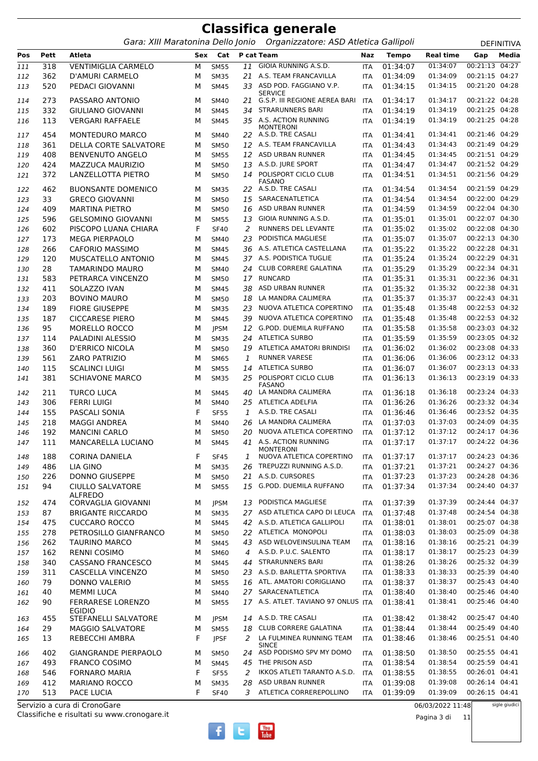# Classifica generale

*Gara: XIII Maratonina Dello Jonio   Organizzatore: ASD Atletica Gallipoli*

DEFINITIVA

| Pos | Pett | Atleta | Sex | Cat | P cat | Team | Naz | Tempo | Real time | Gap | Media |
|---|---|---|---|---|---|---|---|---|---|---|---|
| 111 | 318 | VENTIMIGLIA CARMELO | M | SM55 | 11 | GIOIA RUNNING A.S.D. | ITA | 01:34:07 | 01:34:07 | 00:21:13 | 04:27 |
| 112 | 362 | D'AMURI CARMELO | M | SM35 | 21 | A.S. TEAM FRANCAVILLA | ITA | 01:34:09 | 01:34:09 | 00:21:15 | 04:27 |
| 113 | 520 | PEDACI GIOVANNI | M | SM45 | 33 | ASD POD. FAGGIANO V.P. SERVICE | ITA | 01:34:15 | 01:34:15 | 00:21:20 | 04:28 |
| 114 | 273 | PASSARO ANTONIO | M | SM40 | 21 | G.S.P. III REGIONE AEREA BARI | ITA | 01:34:17 | 01:34:17 | 00:21:22 | 04:28 |
| 115 | 332 | GIULIANO GIOVANNI | M | SM45 | 34 | STRARUNNERS BARI | ITA | 01:34:19 | 01:34:19 | 00:21:25 | 04:28 |
| 116 | 113 | VERGARI RAFFAELE | M | SM45 | 35 | A.S. ACTION RUNNING MONTERONI | ITA | 01:34:19 | 01:34:19 | 00:21:25 | 04:28 |
| 117 | 454 | MONTEDURO MARCO | M | SM40 | 22 | A.S.D. TRE CASALI | ITA | 01:34:41 | 01:34:41 | 00:21:46 | 04:29 |
| 118 | 361 | DELLA CORTE SALVATORE | M | SM50 | 12 | A.S. TEAM FRANCAVILLA | ITA | 01:34:43 | 01:34:43 | 00:21:49 | 04:29 |
| 119 | 408 | BENVENUTO ANGELO | M | SM55 | 12 | ASD URBAN RUNNER | ITA | 01:34:45 | 01:34:45 | 00:21:51 | 04:29 |
| 120 | 424 | MAZZUCA MAURIZIO | M | SM50 | 13 | A.S.D. JURE SPORT | ITA | 01:34:47 | 01:34:47 | 00:21:52 | 04:29 |
| 121 | 372 | LANZELLOTTA PIETRO | M | SM50 | 14 | POLISPORT CICLO CLUB FASANO | ITA | 01:34:51 | 01:34:51 | 00:21:56 | 04:29 |
| 122 | 462 | BUONSANTE DOMENICO | M | SM35 | 22 | A.S.D. TRE CASALI | ITA | 01:34:54 | 01:34:54 | 00:21:59 | 04:29 |
| 123 | 33 | GRECO GIOVANNI | M | SM50 | 15 | SARACENATLETICA | ITA | 01:34:54 | 01:34:54 | 00:22:00 | 04:29 |
| 124 | 409 | MARTINA PIETRO | M | SM50 | 16 | ASD URBAN RUNNER | ITA | 01:34:59 | 01:34:59 | 00:22:04 | 04:30 |
| 125 | 596 | GELSOMINO GIOVANNI | M | SM55 | 13 | GIOIA RUNNING A.S.D. | ITA | 01:35:01 | 01:35:01 | 00:22:07 | 04:30 |
| 126 | 602 | PISCOPO LUANA CHIARA | F | SF40 | 2 | RUNNERS DEL LEVANTE | ITA | 01:35:02 | 01:35:02 | 00:22:08 | 04:30 |
| 127 | 173 | MEGA PIERPAOLO | M | SM40 | 23 | PODISTICA MAGLIESE | ITA | 01:35:07 | 01:35:07 | 00:22:13 | 04:30 |
| 128 | 266 | CAFORIO MASSIMO | M | SM45 | 36 | A.S. ATLETICA CASTELLANA | ITA | 01:35:22 | 01:35:22 | 00:22:28 | 04:31 |
| 129 | 120 | MUSCATELLO ANTONIO | M | SM45 | 37 | A.S. PODISTICA TUGLIE | ITA | 01:35:24 | 01:35:24 | 00:22:29 | 04:31 |
| 130 | 28 | TAMARINDO MAURO | M | SM40 | 24 | CLUB CORRERE GALATINA | ITA | 01:35:29 | 01:35:29 | 00:22:34 | 04:31 |
| 131 | 583 | PETRARCA VINCENZO | M | SM50 | 17 | RUNCARD | ITA | 01:35:31 | 01:35:31 | 00:22:36 | 04:31 |
| 132 | 411 | SOLAZZO IVAN | M | SM45 | 38 | ASD URBAN RUNNER | ITA | 01:35:32 | 01:35:32 | 00:22:38 | 04:31 |
| 133 | 203 | BOVINO MAURO | M | SM50 | 18 | LA MANDRA CALIMERA | ITA | 01:35:37 | 01:35:37 | 00:22:43 | 04:31 |
| 134 | 189 | FIORE GIUSEPPE | M | SM35 | 23 | NUOVA ATLETICA COPERTINO | ITA | 01:35:48 | 01:35:48 | 00:22:53 | 04:32 |
| 135 | 187 | CICCARESE PIERO | M | SM45 | 39 | NUOVA ATLETICA COPERTINO | ITA | 01:35:48 | 01:35:48 | 00:22:53 | 04:32 |
| 136 | 95 | MORELLO ROCCO | M | JPSM | 12 | G.POD. DUEMILA RUFFANO | ITA | 01:35:58 | 01:35:58 | 00:23:03 | 04:32 |
| 137 | 114 | PALADINI ALESSIO | M | SM35 | 24 | ATLETICA SURBO | ITA | 01:35:59 | 01:35:59 | 00:23:05 | 04:32 |
| 138 | 360 | D'ERRICO NICOLA | M | SM50 | 19 | ATLETICA AMATORI BRINDISI | ITA | 01:36:02 | 01:36:02 | 00:23:08 | 04:33 |
| 139 | 561 | ZARO PATRIZIO | M | SM65 | 1 | RUNNER VARESE | ITA | 01:36:06 | 01:36:06 | 00:23:12 | 04:33 |
| 140 | 115 | SCALINCI LUIGI | M | SM55 | 14 | ATLETICA SURBO | ITA | 01:36:07 | 01:36:07 | 00:23:13 | 04:33 |
| 141 | 381 | SCHIAVONE MARCO | M | SM35 | 25 | POLISPORT CICLO CLUB FASANO | ITA | 01:36:13 | 01:36:13 | 00:23:19 | 04:33 |
| 142 | 211 | TURCO LUCA | M | SM45 | 40 | LA MANDRA CALIMERA | ITA | 01:36:18 | 01:36:18 | 00:23:24 | 04:33 |
| 143 | 306 | FERRI LUIGI | M | SM40 | 25 | ATLETICA ADELFIA | ITA | 01:36:26 | 01:36:26 | 00:23:32 | 04:34 |
| 144 | 155 | PASCALI SONIA | F | SF55 | 1 | A.S.D. TRE CASALI | ITA | 01:36:46 | 01:36:46 | 00:23:52 | 04:35 |
| 145 | 218 | MAGGI ANDREA | M | SM40 | 26 | LA MANDRA CALIMERA | ITA | 01:37:03 | 01:37:03 | 00:24:09 | 04:35 |
| 146 | 192 | MANCINI CARLO | M | SM50 | 20 | NUOVA ATLETICA COPERTINO | ITA | 01:37:12 | 01:37:12 | 00:24:17 | 04:36 |
| 147 | 111 | MANCARELLA LUCIANO | M | SM45 | 41 | A.S. ACTION RUNNING MONTERONI | ITA | 01:37:17 | 01:37:17 | 00:24:22 | 04:36 |
| 148 | 188 | CORINA DANIELA | F | SF45 | 1 | NUOVA ATLETICA COPERTINO | ITA | 01:37:17 | 01:37:17 | 00:24:23 | 04:36 |
| 149 | 486 | LIA GINO | M | SM35 | 26 | TREPUZZI RUNNING A.S.D. | ITA | 01:37:21 | 01:37:21 | 00:24:27 | 04:36 |
| 150 | 226 | DONNO GIUSEPPE | M | SM50 | 21 | A.S.D. CURSORES | ITA | 01:37:23 | 01:37:23 | 00:24:28 | 04:36 |
| 151 | 94 | CIULLO SALVATORE ALFREDO | M | SM55 | 15 | G.POD. DUEMILA RUFFANO | ITA | 01:37:34 | 01:37:34 | 00:24:40 | 04:37 |
| 152 | 474 | CORVAGLIA GIOVANNI | M | JPSM | 13 | PODISTICA MAGLIESE | ITA | 01:37:39 | 01:37:39 | 00:24:44 | 04:37 |
| 153 | 87 | BRIGANTE RICCARDO | M | SM35 | 27 | ASD ATLETICA CAPO DI LEUCA | ITA | 01:37:48 | 01:37:48 | 00:24:54 | 04:38 |
| 154 | 475 | CUCCARO ROCCO | M | SM45 | 42 | A.S.D. ATLETICA GALLIPOLI | ITA | 01:38:01 | 01:38:01 | 00:25:07 | 04:38 |
| 155 | 278 | PETROSILLO GIANFRANCO | M | SM50 | 22 | ATLETICA MONOPOLI | ITA | 01:38:03 | 01:38:03 | 00:25:09 | 04:38 |
| 156 | 262 | TAURINO MARCO | M | SM45 | 43 | ASD WELOVEINSULINA TEAM | ITA | 01:38:16 | 01:38:16 | 00:25:21 | 04:39 |
| 157 | 162 | RENNI COSIMO | M | SM60 | 4 | A.S.D. P.U.C. SALENTO | ITA | 01:38:17 | 01:38:17 | 00:25:23 | 04:39 |
| 158 | 340 | CASSANO FRANCESCO | M | SM45 | 44 | STRARUNNERS BARI | ITA | 01:38:26 | 01:38:26 | 00:25:32 | 04:39 |
| 159 | 311 | CASCELLA VINCENZO | M | SM50 | 23 | A.S.D. BARLETTA SPORTIVA | ITA | 01:38:33 | 01:38:33 | 00:25:39 | 04:40 |
| 160 | 79 | DONNO VALERIO | M | SM55 | 16 | ATL. AMATORI CORIGLIANO | ITA | 01:38:37 | 01:38:37 | 00:25:43 | 04:40 |
| 161 | 40 | MEMMI LUCA | M | SM40 | 27 | SARACENATLETICA | ITA | 01:38:40 | 01:38:40 | 00:25:46 | 04:40 |
| 162 | 90 | FERRARESE LORENZO EGIDIO | M | SM55 | 17 | A.S. ATLET. TAVIANO 97 ONLUS | ITA | 01:38:41 | 01:38:41 | 00:25:46 | 04:40 |
| 163 | 455 | STEFANELLI SALVATORE | M | JPSM | 14 | A.S.D. TRE CASALI | ITA | 01:38:42 | 01:38:42 | 00:25:47 | 04:40 |
| 164 | 29 | MAGGIO SALVATORE | M | SM55 | 18 | CLUB CORRERE GALATINA | ITA | 01:38:44 | 01:38:44 | 00:25:49 | 04:40 |
| 165 | 13 | REBECCHI AMBRA | F | JPSF | 2 | LA FULMINEA RUNNING TEAM SINCE | ITA | 01:38:46 | 01:38:46 | 00:25:51 | 04:40 |
| 166 | 402 | GIANGRANDE PIERPAOLO | M | SM50 | 24 | ASD PODISMO SPV MY DOMO | ITA | 01:38:50 | 01:38:50 | 00:25:55 | 04:41 |
| 167 | 493 | FRANCO COSIMO | M | SM45 | 45 | THE PRISON ASD | ITA | 01:38:54 | 01:38:54 | 00:25:59 | 04:41 |
| 168 | 546 | FORNARO MARIA | F | SF55 | 2 | IKKOS ATLETI TARANTO A.S.D. | ITA | 01:38:55 | 01:38:55 | 00:26:01 | 04:41 |
| 169 | 412 | MARIANO ROCCO | M | SM35 | 28 | ASD URBAN RUNNER | ITA | 01:39:08 | 01:39:08 | 00:26:14 | 04:41 |
| 170 | 513 | PACE LUCIA | F | SF40 | 3 | ATLETICA CORREREPOLLINO | ITA | 01:39:09 | 01:39:09 | 00:26:15 | 04:41 |

Servizio a cura di CronoGare
Classifiche e risultati su www.cronogare.it

06/03/2022 11:48

sigle giudici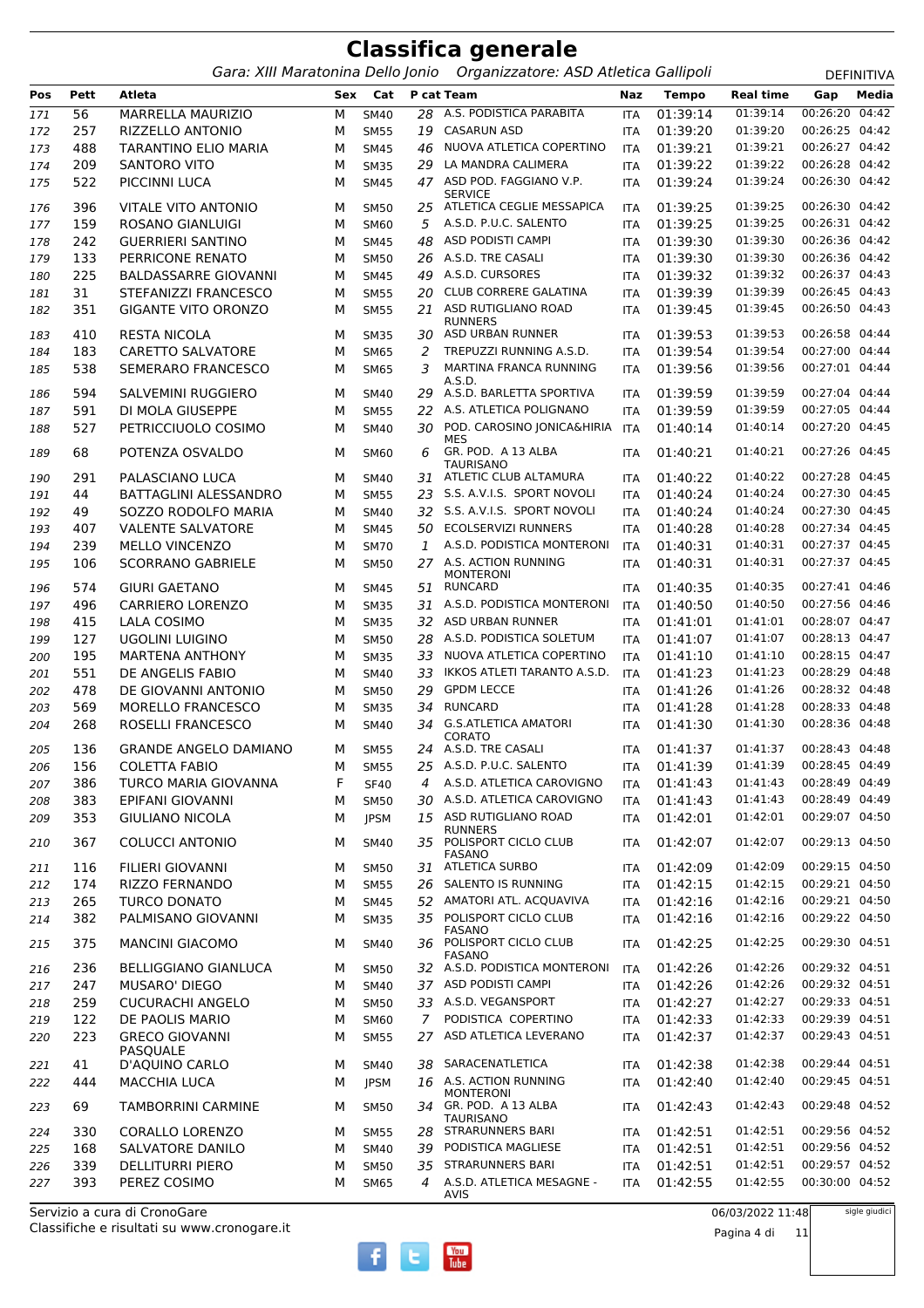# Classifica generale

*Gara: XIII Maratonina Dello Jonio   Organizzatore: ASD Atletica Gallipoli*   DEFINITIVA

| Pos | Pett | Atleta | Sex | Cat | P cat | Team | Naz | Tempo | Real time | Gap | Media |
|---|---|---|---|---|---|---|---|---|---|---|---|
| 171 | 56 | MARRELLA MAURIZIO | M | SM40 | 28 | A.S. PODISTICA PARABITA | ITA | 01:39:14 | 01:39:14 | 00:26:20 | 04:42 |
| 172 | 257 | RIZZELLO ANTONIO | M | SM55 | 19 | CASARUN ASD | ITA | 01:39:20 | 01:39:20 | 00:26:25 | 04:42 |
| 173 | 488 | TARANTINO ELIO MARIA | M | SM45 | 46 | NUOVA ATLETICA COPERTINO | ITA | 01:39:21 | 01:39:21 | 00:26:27 | 04:42 |
| 174 | 209 | SANTORO VITO | M | SM35 | 29 | LA MANDRA CALIMERA | ITA | 01:39:22 | 01:39:22 | 00:26:28 | 04:42 |
| 175 | 522 | PICCINNI LUCA | M | SM45 | 47 | ASD POD. FAGGIANO V.P. SERVICE | ITA | 01:39:24 | 01:39:24 | 00:26:30 | 04:42 |
| 176 | 396 | VITALE VITO ANTONIO | M | SM50 | 25 | ATLETICA CEGLIE MESSAPICA | ITA | 01:39:25 | 01:39:25 | 00:26:30 | 04:42 |
| 177 | 159 | ROSANO GIANLUIGI | M | SM60 | 5 | A.S.D. P.U.C. SALENTO | ITA | 01:39:25 | 01:39:25 | 00:26:31 | 04:42 |
| 178 | 242 | GUERRIERI SANTINO | M | SM45 | 48 | ASD PODISTI CAMPI | ITA | 01:39:30 | 01:39:30 | 00:26:36 | 04:42 |
| 179 | 133 | PERRICONE RENATO | M | SM50 | 26 | A.S.D. TRE CASALI | ITA | 01:39:30 | 01:39:30 | 00:26:36 | 04:42 |
| 180 | 225 | BALDASSARRE GIOVANNI | M | SM45 | 49 | A.S.D. CURSORES | ITA | 01:39:32 | 01:39:32 | 00:26:37 | 04:43 |
| 181 | 31 | STEFANIZZI FRANCESCO | M | SM55 | 20 | CLUB CORRERE GALATINA | ITA | 01:39:39 | 01:39:39 | 00:26:45 | 04:43 |
| 182 | 351 | GIGANTE VITO ORONZO | M | SM55 | 21 | ASD RUTIGLIANO ROAD RUNNERS | ITA | 01:39:45 | 01:39:45 | 00:26:50 | 04:43 |
| 183 | 410 | RESTA NICOLA | M | SM35 | 30 | ASD URBAN RUNNER | ITA | 01:39:53 | 01:39:53 | 00:26:58 | 04:44 |
| 184 | 183 | CARETTO SALVATORE | M | SM65 | 2 | TREPUZZI RUNNING A.S.D. | ITA | 01:39:54 | 01:39:54 | 00:27:00 | 04:44 |
| 185 | 538 | SEMERARO FRANCESCO | M | SM65 | 3 | MARTINA FRANCA RUNNING A.S.D. | ITA | 01:39:56 | 01:39:56 | 00:27:01 | 04:44 |
| 186 | 594 | SALVEMINI RUGGIERO | M | SM40 | 29 | A.S.D. BARLETTA SPORTIVA | ITA | 01:39:59 | 01:39:59 | 00:27:04 | 04:44 |
| 187 | 591 | DI MOLA GIUSEPPE | M | SM55 | 22 | A.S. ATLETICA POLIGNANO | ITA | 01:39:59 | 01:39:59 | 00:27:05 | 04:44 |
| 188 | 527 | PETRICCIUOLO COSIMO | M | SM40 | 30 | POD. CAROSINO JONICA&HIRIA MES | ITA | 01:40:14 | 01:40:14 | 00:27:20 | 04:45 |
| 189 | 68 | POTENZA OSVALDO | M | SM60 | 6 | GR. POD. A 13 ALBA TAURISANO | ITA | 01:40:21 | 01:40:21 | 00:27:26 | 04:45 |
| 190 | 291 | PALASCIANO LUCA | M | SM40 | 31 | ATLETIC CLUB ALTAMURA | ITA | 01:40:22 | 01:40:22 | 00:27:28 | 04:45 |
| 191 | 44 | BATTAGLINI ALESSANDRO | M | SM55 | 23 | S.S. A.V.I.S. SPORT NOVOLI | ITA | 01:40:24 | 01:40:24 | 00:27:30 | 04:45 |
| 192 | 49 | SOZZO RODOLFO MARIA | M | SM40 | 32 | S.S. A.V.I.S. SPORT NOVOLI | ITA | 01:40:24 | 01:40:24 | 00:27:30 | 04:45 |
| 193 | 407 | VALENTE SALVATORE | M | SM45 | 50 | ECOLSERVIZI RUNNERS | ITA | 01:40:28 | 01:40:28 | 00:27:34 | 04:45 |
| 194 | 239 | MELLO VINCENZO | M | SM70 | 1 | A.S.D. PODISTICA MONTERONI | ITA | 01:40:31 | 01:40:31 | 00:27:37 | 04:45 |
| 195 | 106 | SCORRANO GABRIELE | M | SM50 | 27 | A.S. ACTION RUNNING MONTERONI | ITA | 01:40:31 | 01:40:31 | 00:27:37 | 04:45 |
| 196 | 574 | GIURI GAETANO | M | SM45 | 51 | RUNCARD | ITA | 01:40:35 | 01:40:35 | 00:27:41 | 04:46 |
| 197 | 496 | CARRIERO LORENZO | M | SM35 | 31 | A.S.D. PODISTICA MONTERONI | ITA | 01:40:50 | 01:40:50 | 00:27:56 | 04:46 |
| 198 | 415 | LALA COSIMO | M | SM35 | 32 | ASD URBAN RUNNER | ITA | 01:41:01 | 01:41:01 | 00:28:07 | 04:47 |
| 199 | 127 | UGOLINI LUIGINO | M | SM50 | 28 | A.S.D. PODISTICA SOLETUM | ITA | 01:41:07 | 01:41:07 | 00:28:13 | 04:47 |
| 200 | 195 | MARTENA ANTHONY | M | SM35 | 33 | NUOVA ATLETICA COPERTINO | ITA | 01:41:10 | 01:41:10 | 00:28:15 | 04:47 |
| 201 | 551 | DE ANGELIS FABIO | M | SM40 | 33 | IKKOS ATLETI TARANTO A.S.D. | ITA | 01:41:23 | 01:41:23 | 00:28:29 | 04:48 |
| 202 | 478 | DE GIOVANNI ANTONIO | M | SM50 | 29 | GPDM LECCE | ITA | 01:41:26 | 01:41:26 | 00:28:32 | 04:48 |
| 203 | 569 | MORELLO FRANCESCO | M | SM35 | 34 | RUNCARD | ITA | 01:41:28 | 01:41:28 | 00:28:33 | 04:48 |
| 204 | 268 | ROSELLI FRANCESCO | M | SM40 | 34 | G.S.ATLETICA AMATORI CORATO | ITA | 01:41:30 | 01:41:30 | 00:28:36 | 04:48 |
| 205 | 136 | GRANDE ANGELO DAMIANO | M | SM55 | 24 | A.S.D. TRE CASALI | ITA | 01:41:37 | 01:41:37 | 00:28:43 | 04:48 |
| 206 | 156 | COLETTA FABIO | M | SM55 | 25 | A.S.D. P.U.C. SALENTO | ITA | 01:41:39 | 01:41:39 | 00:28:45 | 04:49 |
| 207 | 386 | TURCO MARIA GIOVANNA | F | SF40 | 4 | A.S.D. ATLETICA CAROVIGNO | ITA | 01:41:43 | 01:41:43 | 00:28:49 | 04:49 |
| 208 | 383 | EPIFANI GIOVANNI | M | SM50 | 30 | A.S.D. ATLETICA CAROVIGNO | ITA | 01:41:43 | 01:41:43 | 00:28:49 | 04:49 |
| 209 | 353 | GIULIANO NICOLA | M | JPSM | 15 | ASD RUTIGLIANO ROAD RUNNERS | ITA | 01:42:01 | 01:42:01 | 00:29:07 | 04:50 |
| 210 | 367 | COLUCCI ANTONIO | M | SM40 | 35 | POLISPORT CICLO CLUB FASANO | ITA | 01:42:07 | 01:42:07 | 00:29:13 | 04:50 |
| 211 | 116 | FILIERI GIOVANNI | M | SM50 | 31 | ATLETICA SURBO | ITA | 01:42:09 | 01:42:09 | 00:29:15 | 04:50 |
| 212 | 174 | RIZZO FERNANDO | M | SM55 | 26 | SALENTO IS RUNNING | ITA | 01:42:15 | 01:42:15 | 00:29:21 | 04:50 |
| 213 | 265 | TURCO DONATO | M | SM45 | 52 | AMATORI ATL. ACQUAVIVA | ITA | 01:42:16 | 01:42:16 | 00:29:21 | 04:50 |
| 214 | 382 | PALMISANO GIOVANNI | M | SM35 | 35 | POLISPORT CICLO CLUB FASANO | ITA | 01:42:16 | 01:42:16 | 00:29:22 | 04:50 |
| 215 | 375 | MANCINI GIACOMO | M | SM40 | 36 | POLISPORT CICLO CLUB FASANO | ITA | 01:42:25 | 01:42:25 | 00:29:30 | 04:51 |
| 216 | 236 | BELLIGGIANO GIANLUCA | M | SM50 | 32 | A.S.D. PODISTICA MONTERONI | ITA | 01:42:26 | 01:42:26 | 00:29:32 | 04:51 |
| 217 | 247 | MUSARO' DIEGO | M | SM40 | 37 | ASD PODISTI CAMPI | ITA | 01:42:26 | 01:42:26 | 00:29:32 | 04:51 |
| 218 | 259 | CUCURACHI ANGELO | M | SM50 | 33 | A.S.D. VEGANSPORT | ITA | 01:42:27 | 01:42:27 | 00:29:33 | 04:51 |
| 219 | 122 | DE PAOLIS MARIO | M | SM60 | 7 | PODISTICA COPERTINO | ITA | 01:42:33 | 01:42:33 | 00:29:39 | 04:51 |
| 220 | 223 | GRECO GIOVANNI PASQUALE | M | SM55 | 27 | ASD ATLETICA LEVERANO | ITA | 01:42:37 | 01:42:37 | 00:29:43 | 04:51 |
| 221 | 41 | D'AQUINO CARLO | M | SM40 | 38 | SARACENATLETICA | ITA | 01:42:38 | 01:42:38 | 00:29:44 | 04:51 |
| 222 | 444 | MACCHIA LUCA | M | JPSM | 16 | A.S. ACTION RUNNING MONTERONI | ITA | 01:42:40 | 01:42:40 | 00:29:45 | 04:51 |
| 223 | 69 | TAMBORRINI CARMINE | M | SM50 | 34 | GR. POD. A 13 ALBA TAURISANO | ITA | 01:42:43 | 01:42:43 | 00:29:48 | 04:52 |
| 224 | 330 | CORALLO LORENZO | M | SM55 | 28 | STRARUNNERS BARI | ITA | 01:42:51 | 01:42:51 | 00:29:56 | 04:52 |
| 225 | 168 | SALVATORE DANILO | M | SM40 | 39 | PODISTICA MAGLIESE | ITA | 01:42:51 | 01:42:51 | 00:29:56 | 04:52 |
| 226 | 339 | DELLITURRI PIERO | M | SM50 | 35 | STRARUNNERS BARI | ITA | 01:42:51 | 01:42:51 | 00:29:57 | 04:52 |
| 227 | 393 | PEREZ COSIMO | M | SM65 | 4 | A.S.D. ATLETICA MESAGNE - AVIS | ITA | 01:42:55 | 01:42:55 | 00:30:00 | 04:52 |

Servizio a cura di CronoGare
Classifiche e risultati su www.cronogare.it

06/03/2022 11:48

sigle giudici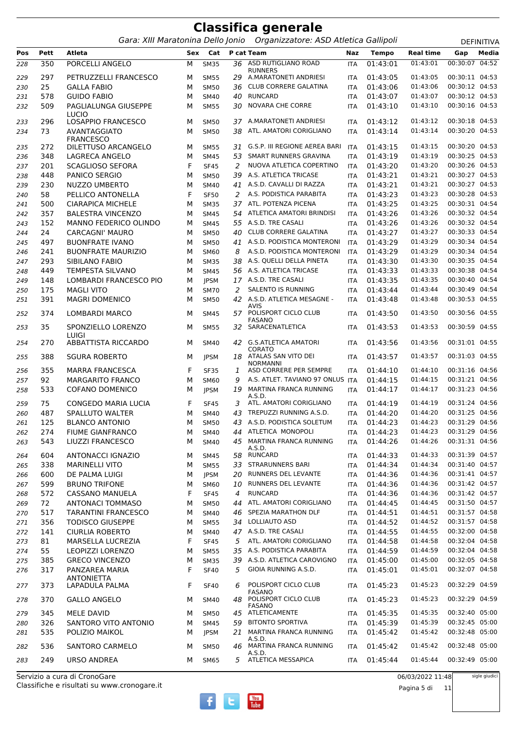# Classifica generale

*Gara: XIII Maratonina Dello Jonio   Organizzatore: ASD Atletica Gallipoli*

DEFINITIVA

| Pos | Pett | Atleta | Sex | Cat | P cat | Team | Naz | Tempo | Real time | Gap | Media |
|---|---|---|---|---|---|---|---|---|---|---|---|
| 228 | 350 | PORCELLI ANGELO | M | SM35 | 36 | ASD RUTIGLIANO ROAD RUNNERS | ITA | 01:43:01 | 01:43:01 | 00:30:07 | 04:52 |
| 229 | 297 | PETRUZZELLI FRANCESCO | M | SM55 | 29 | A.MARATONETI ANDRIESI | ITA | 01:43:05 | 01:43:05 | 00:30:11 | 04:53 |
| 230 | 25 | GALLA FABIO | M | SM50 | 36 | CLUB CORRERE GALATINA | ITA | 01:43:06 | 01:43:06 | 00:30:12 | 04:53 |
| 231 | 578 | GUIDO FABIO | M | SM40 | 40 | RUNCARD | ITA | 01:43:07 | 01:43:07 | 00:30:12 | 04:53 |
| 232 | 509 | PAGLIALUNGA GIUSEPPE LUCIO | M | SM55 | 30 | NOVARA CHE CORRE | ITA | 01:43:10 | 01:43:10 | 00:30:16 | 04:53 |
| 233 | 296 | LOSAPPIO FRANCESCO | M | SM50 | 37 | A.MARATONETI ANDRIESI | ITA | 01:43:12 | 01:43:12 | 00:30:18 | 04:53 |
| 234 | 73 | AVANTAGGIATO FRANCESCO | M | SM50 | 38 | ATL. AMATORI CORIGLIANO | ITA | 01:43:14 | 01:43:14 | 00:30:20 | 04:53 |
| 235 | 272 | DILETTUSO ARCANGELO | M | SM55 | 31 | G.S.P. III REGIONE AEREA BARI | ITA | 01:43:15 | 01:43:15 | 00:30:20 | 04:53 |
| 236 | 348 | LAGRECA ANGELO | M | SM45 | 53 | SMART RUNNERS GRAVINA | ITA | 01:43:19 | 01:43:19 | 00:30:25 | 04:53 |
| 237 | 201 | SCAGLIOSO SEFORA | F | SF45 | 2 | NUOVA ATLETICA COPERTINO | ITA | 01:43:20 | 01:43:20 | 00:30:26 | 04:53 |
| 238 | 448 | PANICO SERGIO | M | SM50 | 39 | A.S. ATLETICA TRICASE | ITA | 01:43:21 | 01:43:21 | 00:30:27 | 04:53 |
| 239 | 230 | NUZZO UMBERTO | M | SM40 | 41 | A.S.D. CAVALLI DI RAZZA | ITA | 01:43:21 | 01:43:21 | 00:30:27 | 04:53 |
| 240 | 58 | PELLICO ANTONELLA | F | SF50 | 2 | A.S. PODISTICA PARABITA | ITA | 01:43:23 | 01:43:23 | 00:30:28 | 04:53 |
| 241 | 500 | CIARAPICA MICHELE | M | SM35 | 37 | ATL. POTENZA PICENA | ITA | 01:43:25 | 01:43:25 | 00:30:31 | 04:54 |
| 242 | 357 | BALESTRA VINCENZO | M | SM45 | 54 | ATLETICA AMATORI BRINDISI | ITA | 01:43:26 | 01:43:26 | 00:30:32 | 04:54 |
| 243 | 152 | MANNO FEDERICO OLINDO | M | SM45 | 55 | A.S.D. TRE CASALI | ITA | 01:43:26 | 01:43:26 | 00:30:32 | 04:54 |
| 244 | 24 | CARCAGNI' MAURO | M | SM50 | 40 | CLUB CORRERE GALATINA | ITA | 01:43:27 | 01:43:27 | 00:30:33 | 04:54 |
| 245 | 497 | BUONFRATE IVANO | M | SM50 | 41 | A.S.D. PODISTICA MONTERONI | ITA | 01:43:29 | 01:43:29 | 00:30:34 | 04:54 |
| 246 | 241 | BUONFRATE MAURIZIO | M | SM60 | 8 | A.S.D. PODISTICA MONTERONI | ITA | 01:43:29 | 01:43:29 | 00:30:34 | 04:54 |
| 247 | 293 | SIBILANO FABIO | M | SM35 | 38 | A.S. QUELLI DELLA PINETA | ITA | 01:43:30 | 01:43:30 | 00:30:35 | 04:54 |
| 248 | 449 | TEMPESTA SILVANO | M | SM45 | 56 | A.S. ATLETICA TRICASE | ITA | 01:43:33 | 01:43:33 | 00:30:38 | 04:54 |
| 249 | 148 | LOMBARDI FRANCESCO PIO | M | JPSM | 17 | A.S.D. TRE CASALI | ITA | 01:43:35 | 01:43:35 | 00:30:40 | 04:54 |
| 250 | 175 | MAGLI VITO | M | SM70 | 2 | SALENTO IS RUNNING | ITA | 01:43:44 | 01:43:44 | 00:30:49 | 04:54 |
| 251 | 391 | MAGRI DOMENICO | M | SM50 | 42 | A.S.D. ATLETICA MESAGNE - AVIS | ITA | 01:43:48 | 01:43:48 | 00:30:53 | 04:55 |
| 252 | 374 | LOMBARDI MARCO | M | SM45 | 57 | POLISPORT CICLO CLUB FASANO | ITA | 01:43:50 | 01:43:50 | 00:30:56 | 04:55 |
| 253 | 35 | SPONZIELLO LORENZO LUIGI | M | SM55 | 32 | SARACENATLETICA | ITA | 01:43:53 | 01:43:53 | 00:30:59 | 04:55 |
| 254 | 270 | ABBATTISTA RICCARDO | M | SM40 | 42 | G.S.ATLETICA AMATORI CORATO | ITA | 01:43:56 | 01:43:56 | 00:31:01 | 04:55 |
| 255 | 388 | SGURA ROBERTO | M | JPSM | 18 | ATALAS SAN VITO DEI NORMANNI | ITA | 01:43:57 | 01:43:57 | 00:31:03 | 04:55 |
| 256 | 355 | MARRA FRANCESCA | F | SF35 | 1 | ASD CORRERE PER SEMPRE | ITA | 01:44:10 | 01:44:10 | 00:31:16 | 04:56 |
| 257 | 92 | MARGARITO FRANCO | M | SM60 | 9 | A.S. ATLET. TAVIANO 97 ONLUS | ITA | 01:44:15 | 01:44:15 | 00:31:21 | 04:56 |
| 258 | 533 | COFANO DOMENICO | M | JPSM | 19 | MARTINA FRANCA RUNNING A.S.D. | ITA | 01:44:17 | 01:44:17 | 00:31:23 | 04:56 |
| 259 | 75 | CONGEDO MARIA LUCIA | F | SF45 | 3 | ATL. AMATORI CORIGLIANO | ITA | 01:44:19 | 01:44:19 | 00:31:24 | 04:56 |
| 260 | 487 | SPALLUTO WALTER | M | SM40 | 43 | TREPUZZI RUNNING A.S.D. | ITA | 01:44:20 | 01:44:20 | 00:31:25 | 04:56 |
| 261 | 125 | BLANCO ANTONIO | M | SM50 | 43 | A.S.D. PODISTICA SOLETUM | ITA | 01:44:23 | 01:44:23 | 00:31:29 | 04:56 |
| 262 | 274 | FIUME GIANFRANCO | M | SM40 | 44 | ATLETICA MONOPOLI | ITA | 01:44:23 | 01:44:23 | 00:31:29 | 04:56 |
| 263 | 543 | LIUZZI FRANCESCO | M | SM40 | 45 | MARTINA FRANCA RUNNING A.S.D. | ITA | 01:44:26 | 01:44:26 | 00:31:31 | 04:56 |
| 264 | 604 | ANTONACCI IGNAZIO | M | SM45 | 58 | RUNCARD | ITA | 01:44:33 | 01:44:33 | 00:31:39 | 04:57 |
| 265 | 338 | MARINELLI VITO | M | SM55 | 33 | STRARUNNERS BARI | ITA | 01:44:34 | 01:44:34 | 00:31:40 | 04:57 |
| 266 | 600 | DE PALMA LUIGI | M | JPSM | 20 | RUNNERS DEL LEVANTE | ITA | 01:44:36 | 01:44:36 | 00:31:41 | 04:57 |
| 267 | 599 | BRUNO TRIFONE | M | SM60 | 10 | RUNNERS DEL LEVANTE | ITA | 01:44:36 | 01:44:36 | 00:31:42 | 04:57 |
| 268 | 572 | CASSANO MANUELA | F | SF45 | 4 | RUNCARD | ITA | 01:44:36 | 01:44:36 | 00:31:42 | 04:57 |
| 269 | 72 | ANTONACI TOMMASO | M | SM50 | 44 | ATL. AMATORI CORIGLIANO | ITA | 01:44:45 | 01:44:45 | 00:31:50 | 04:57 |
| 270 | 517 | TARANTINI FRANCESCO | M | SM40 | 46 | SPEZIA MARATHON DLF | ITA | 01:44:51 | 01:44:51 | 00:31:57 | 04:58 |
| 271 | 356 | TODISCO GIUSEPPE | M | SM55 | 34 | LOLLIAUTO ASD | ITA | 01:44:52 | 01:44:52 | 00:31:57 | 04:58 |
| 272 | 141 | CIURLIA ROBERTO | M | SM40 | 47 | A.S.D. TRE CASALI | ITA | 01:44:55 | 01:44:55 | 00:32:00 | 04:58 |
| 273 | 81 | MARSELLA LUCREZIA | F | SF45 | 5 | ATL. AMATORI CORIGLIANO | ITA | 01:44:58 | 01:44:58 | 00:32:04 | 04:58 |
| 274 | 55 | LEOPIZZI LORENZO | M | SM55 | 35 | A.S. PODISTICA PARABITA | ITA | 01:44:59 | 01:44:59 | 00:32:04 | 04:58 |
| 275 | 385 | GRECO VINCENZO | M | SM35 | 39 | A.S.D. ATLETICA CAROVIGNO | ITA | 01:45:00 | 01:45:00 | 00:32:05 | 04:58 |
| 276 | 317 | PANZAREA MARIA ANTONIETTA | F | SF40 | 5 | GIOIA RUNNING A.S.D. | ITA | 01:45:01 | 01:45:01 | 00:32:07 | 04:58 |
| 277 | 373 | LAPADULA PALMA | F | SF40 | 6 | POLISPORT CICLO CLUB FASANO | ITA | 01:45:23 | 01:45:23 | 00:32:29 | 04:59 |
| 278 | 370 | GALLO ANGELO | M | SM40 | 48 | POLISPORT CICLO CLUB FASANO | ITA | 01:45:23 | 01:45:23 | 00:32:29 | 04:59 |
| 279 | 345 | MELE DAVID | M | SM50 | 45 | ATLETICAMENTE | ITA | 01:45:35 | 01:45:35 | 00:32:40 | 05:00 |
| 280 | 326 | SANTORO VITO ANTONIO | M | SM45 | 59 | BITONTO SPORTIVA | ITA | 01:45:39 | 01:45:39 | 00:32:45 | 05:00 |
| 281 | 535 | POLIZIO MAIKOL | M | JPSM | 21 | MARTINA FRANCA RUNNING A.S.D. | ITA | 01:45:42 | 01:45:42 | 00:32:48 | 05:00 |
| 282 | 536 | SANTORO CARMELO | M | SM50 | 46 | MARTINA FRANCA RUNNING A.S.D. | ITA | 01:45:42 | 01:45:42 | 00:32:48 | 05:00 |
| 283 | 249 | URSO ANDREA | M | SM65 | 5 | ATLETICA MESSAPICA | ITA | 01:45:44 | 01:45:44 | 00:32:49 | 05:00 |

Servizio a cura di CronoGare
Classifiche e risultati su www.cronogare.it

06/03/2022 11:48

sigle giudici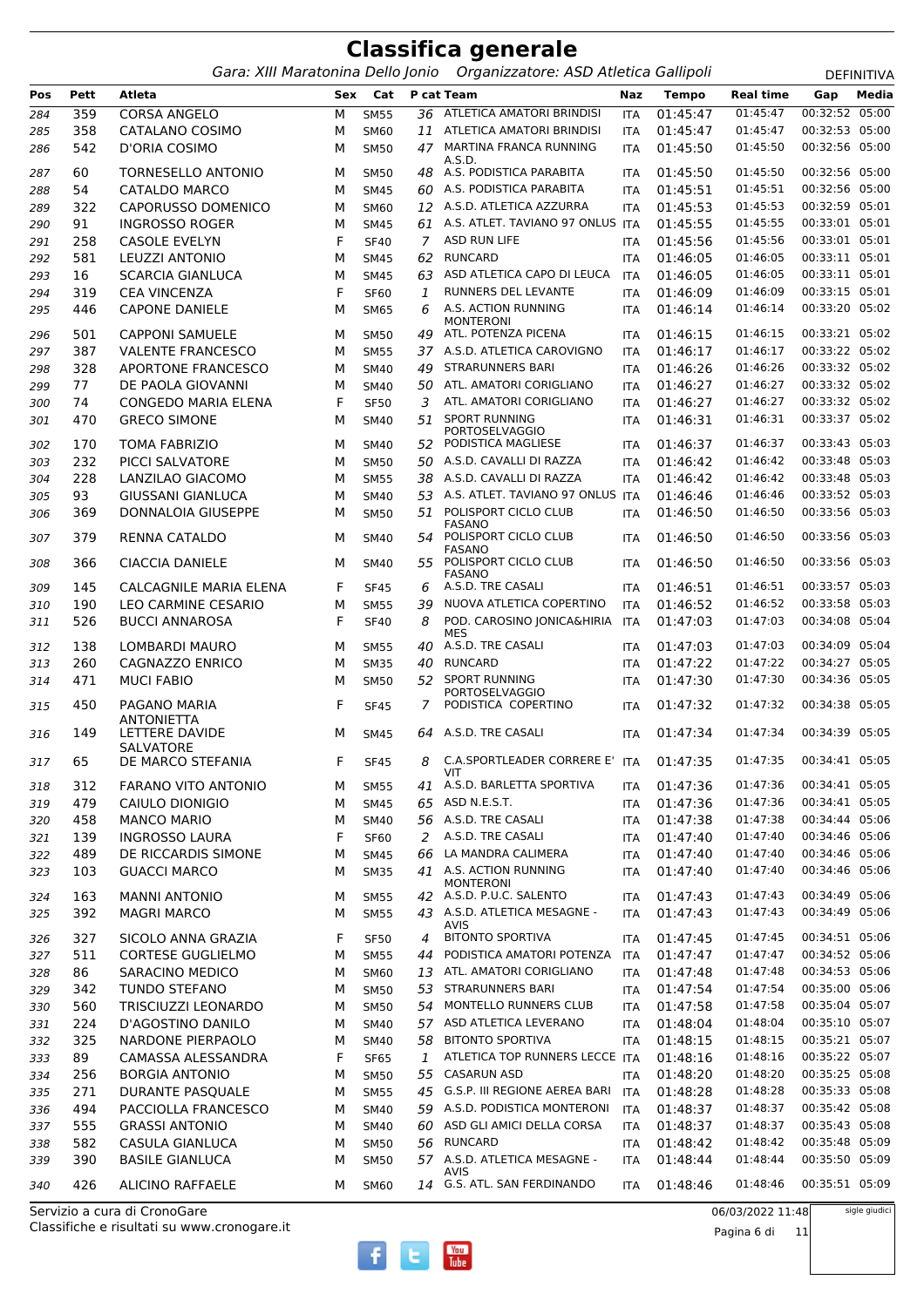# Classifica generale

*Gara: XIII Maratonina Dello Jonio    Organizzatore: ASD Atletica Gallipoli*    DEFINITIVA

| Pos | Pett | Atleta | Sex | Cat | P cat | Team | Naz | Tempo | Real time | Gap | Media |
|---|---|---|---|---|---|---|---|---|---|---|---|
| 284 | 359 | CORSA ANGELO | M | SM55 | 36 | ATLETICA AMATORI BRINDISI | ITA | 01:45:47 | 01:45:47 | 00:32:52 | 05:00 |
| 285 | 358 | CATALANO COSIMO | M | SM60 | 11 | ATLETICA AMATORI BRINDISI | ITA | 01:45:47 | 01:45:47 | 00:32:53 | 05:00 |
| 286 | 542 | D'ORIA COSIMO | M | SM50 | 47 | MARTINA FRANCA RUNNING A.S.D. | ITA | 01:45:50 | 01:45:50 | 00:32:56 | 05:00 |
| 287 | 60 | TORNESELLO ANTONIO | M | SM50 | 48 | A.S. PODISTICA PARABITA | ITA | 01:45:50 | 01:45:50 | 00:32:56 | 05:00 |
| 288 | 54 | CATALDO MARCO | M | SM45 | 60 | A.S. PODISTICA PARABITA | ITA | 01:45:51 | 01:45:51 | 00:32:56 | 05:00 |
| 289 | 322 | CAPORUSSO DOMENICO | M | SM60 | 12 | A.S.D. ATLETICA AZZURRA | ITA | 01:45:53 | 01:45:53 | 00:32:59 | 05:01 |
| 290 | 91 | INGROSSO ROGER | M | SM45 | 61 | A.S. ATLET. TAVIANO 97 ONLUS | ITA | 01:45:55 | 01:45:55 | 00:33:01 | 05:01 |
| 291 | 258 | CASOLE EVELYN | F | SF40 | 7 | ASD RUN LIFE | ITA | 01:45:56 | 01:45:56 | 00:33:01 | 05:01 |
| 292 | 581 | LEUZZI ANTONIO | M | SM45 | 62 | RUNCARD | ITA | 01:46:05 | 01:46:05 | 00:33:11 | 05:01 |
| 293 | 16 | SCARCIA GIANLUCA | M | SM45 | 63 | ASD ATLETICA CAPO DI LEUCA | ITA | 01:46:05 | 01:46:05 | 00:33:11 | 05:01 |
| 294 | 319 | CEA VINCENZA | F | SF60 | 1 | RUNNERS DEL LEVANTE | ITA | 01:46:09 | 01:46:09 | 00:33:15 | 05:01 |
| 295 | 446 | CAPONE DANIELE | M | SM65 | 6 | A.S. ACTION RUNNING MONTERONI | ITA | 01:46:14 | 01:46:14 | 00:33:20 | 05:02 |
| 296 | 501 | CAPPONI SAMUELE | M | SM50 | 49 | ATL. POTENZA PICENA | ITA | 01:46:15 | 01:46:15 | 00:33:21 | 05:02 |
| 297 | 387 | VALENTE FRANCESCO | M | SM55 | 37 | A.S.D. ATLETICA CAROVIGNO | ITA | 01:46:17 | 01:46:17 | 00:33:22 | 05:02 |
| 298 | 328 | APORTONE FRANCESCO | M | SM40 | 49 | STRARUNNERS BARI | ITA | 01:46:26 | 01:46:26 | 00:33:32 | 05:02 |
| 299 | 77 | DE PAOLA GIOVANNI | M | SM40 | 50 | ATL. AMATORI CORIGLIANO | ITA | 01:46:27 | 01:46:27 | 00:33:32 | 05:02 |
| 300 | 74 | CONGEDO MARIA ELENA | F | SF50 | 3 | ATL. AMATORI CORIGLIANO | ITA | 01:46:27 | 01:46:27 | 00:33:32 | 05:02 |
| 301 | 470 | GRECO SIMONE | M | SM40 | 51 | SPORT RUNNING PORTOSELVAGGIO | ITA | 01:46:31 | 01:46:31 | 00:33:37 | 05:02 |
| 302 | 170 | TOMA FABRIZIO | M | SM40 | 52 | PODISTICA MAGLIESE | ITA | 01:46:37 | 01:46:37 | 00:33:43 | 05:03 |
| 303 | 232 | PICCI SALVATORE | M | SM50 | 50 | A.S.D. CAVALLI DI RAZZA | ITA | 01:46:42 | 01:46:42 | 00:33:48 | 05:03 |
| 304 | 228 | LANZILAO GIACOMO | M | SM55 | 38 | A.S.D. CAVALLI DI RAZZA | ITA | 01:46:42 | 01:46:42 | 00:33:48 | 05:03 |
| 305 | 93 | GIUSSANI GIANLUCA | M | SM40 | 53 | A.S. ATLET. TAVIANO 97 ONLUS | ITA | 01:46:46 | 01:46:46 | 00:33:52 | 05:03 |
| 306 | 369 | DONNALOIA GIUSEPPE | M | SM50 | 51 | POLISPORT CICLO CLUB FASANO | ITA | 01:46:50 | 01:46:50 | 00:33:56 | 05:03 |
| 307 | 379 | RENNA CATALDO | M | SM40 | 54 | POLISPORT CICLO CLUB FASANO | ITA | 01:46:50 | 01:46:50 | 00:33:56 | 05:03 |
| 308 | 366 | CIACCIA DANIELE | M | SM40 | 55 | POLISPORT CICLO CLUB FASANO | ITA | 01:46:50 | 01:46:50 | 00:33:56 | 05:03 |
| 309 | 145 | CALCAGNILE MARIA ELENA | F | SF45 | 6 | A.S.D. TRE CASALI | ITA | 01:46:51 | 01:46:51 | 00:33:57 | 05:03 |
| 310 | 190 | LEO CARMINE CESARIO | M | SM55 | 39 | NUOVA ATLETICA COPERTINO | ITA | 01:46:52 | 01:46:52 | 00:33:58 | 05:03 |
| 311 | 526 | BUCCI ANNAROSA | F | SF40 | 8 | POD. CAROSINO JONICA&HIRIA MES | ITA | 01:47:03 | 01:47:03 | 00:34:08 | 05:04 |
| 312 | 138 | LOMBARDI MAURO | M | SM55 | 40 | A.S.D. TRE CASALI | ITA | 01:47:03 | 01:47:03 | 00:34:09 | 05:04 |
| 313 | 260 | CAGNAZZO ENRICO | M | SM35 | 40 | RUNCARD | ITA | 01:47:22 | 01:47:22 | 00:34:27 | 05:05 |
| 314 | 471 | MUCI FABIO | M | SM50 | 52 | SPORT RUNNING PORTOSELVAGGIO | ITA | 01:47:30 | 01:47:30 | 00:34:36 | 05:05 |
| 315 | 450 | PAGANO MARIA ANTONIETTA | F | SF45 | 7 | PODISTICA COPERTINO | ITA | 01:47:32 | 01:47:32 | 00:34:38 | 05:05 |
| 316 | 149 | LETTERE DAVIDE SALVATORE | M | SM45 | 64 | A.S.D. TRE CASALI | ITA | 01:47:34 | 01:47:34 | 00:34:39 | 05:05 |
| 317 | 65 | DE MARCO STEFANIA | F | SF45 | 8 | C.A.SPORTLEADER CORRERE E' VIT | ITA | 01:47:35 | 01:47:35 | 00:34:41 | 05:05 |
| 318 | 312 | FARANO VITO ANTONIO | M | SM55 | 41 | A.S.D. BARLETTA SPORTIVA | ITA | 01:47:36 | 01:47:36 | 00:34:41 | 05:05 |
| 319 | 479 | CAIULO DIONIGIO | M | SM45 | 65 | ASD N.E.S.T. | ITA | 01:47:36 | 01:47:36 | 00:34:41 | 05:05 |
| 320 | 458 | MANCO MARIO | M | SM40 | 56 | A.S.D. TRE CASALI | ITA | 01:47:38 | 01:47:38 | 00:34:44 | 05:06 |
| 321 | 139 | INGROSSO LAURA | F | SF60 | 2 | A.S.D. TRE CASALI | ITA | 01:47:40 | 01:47:40 | 00:34:46 | 05:06 |
| 322 | 489 | DE RICCARDIS SIMONE | M | SM45 | 66 | LA MANDRA CALIMERA | ITA | 01:47:40 | 01:47:40 | 00:34:46 | 05:06 |
| 323 | 103 | GUACCI MARCO | M | SM35 | 41 | A.S. ACTION RUNNING MONTERONI | ITA | 01:47:40 | 01:47:40 | 00:34:46 | 05:06 |
| 324 | 163 | MANNI ANTONIO | M | SM55 | 42 | A.S.D. P.U.C. SALENTO | ITA | 01:47:43 | 01:47:43 | 00:34:49 | 05:06 |
| 325 | 392 | MAGRI MARCO | M | SM55 | 43 | A.S.D. ATLETICA MESAGNE - AVIS | ITA | 01:47:43 | 01:47:43 | 00:34:49 | 05:06 |
| 326 | 327 | SICOLO ANNA GRAZIA | F | SF50 | 4 | BITONTO SPORTIVA | ITA | 01:47:45 | 01:47:45 | 00:34:51 | 05:06 |
| 327 | 511 | CORTESE GUGLIELMO | M | SM55 | 44 | PODISTICA AMATORI POTENZA | ITA | 01:47:47 | 01:47:47 | 00:34:52 | 05:06 |
| 328 | 86 | SARACINO MEDICO | M | SM60 | 13 | ATL. AMATORI CORIGLIANO | ITA | 01:47:48 | 01:47:48 | 00:34:53 | 05:06 |
| 329 | 342 | TUNDO STEFANO | M | SM50 | 53 | STRARUNNERS BARI | ITA | 01:47:54 | 01:47:54 | 00:35:00 | 05:06 |
| 330 | 560 | TRISCIUZZI LEONARDO | M | SM50 | 54 | MONTELLO RUNNERS CLUB | ITA | 01:47:58 | 01:47:58 | 00:35:04 | 05:07 |
| 331 | 224 | D'AGOSTINO DANILO | M | SM40 | 57 | ASD ATLETICA LEVERANO | ITA | 01:48:04 | 01:48:04 | 00:35:10 | 05:07 |
| 332 | 325 | NARDONE PIERPAOLO | M | SM40 | 58 | BITONTO SPORTIVA | ITA | 01:48:15 | 01:48:15 | 00:35:21 | 05:07 |
| 333 | 89 | CAMASSA ALESSANDRA | F | SF65 | 1 | ATLETICA TOP RUNNERS LECCE | ITA | 01:48:16 | 01:48:16 | 00:35:22 | 05:07 |
| 334 | 256 | BORGIA ANTONIO | M | SM50 | 55 | CASARUN ASD | ITA | 01:48:20 | 01:48:20 | 00:35:25 | 05:08 |
| 335 | 271 | DURANTE PASQUALE | M | SM55 | 45 | G.S.P. III REGIONE AEREA BARI | ITA | 01:48:28 | 01:48:28 | 00:35:33 | 05:08 |
| 336 | 494 | PACCIOLLA FRANCESCO | M | SM40 | 59 | A.S.D. PODISTICA MONTERONI | ITA | 01:48:37 | 01:48:37 | 00:35:42 | 05:08 |
| 337 | 555 | GRASSI ANTONIO | M | SM40 | 60 | ASD GLI AMICI DELLA CORSA | ITA | 01:48:37 | 01:48:37 | 00:35:43 | 05:08 |
| 338 | 582 | CASULA GIANLUCA | M | SM50 | 56 | RUNCARD | ITA | 01:48:42 | 01:48:42 | 00:35:48 | 05:09 |
| 339 | 390 | BASILE GIANLUCA | M | SM50 | 57 | A.S.D. ATLETICA MESAGNE - AVIS | ITA | 01:48:44 | 01:48:44 | 00:35:50 | 05:09 |
| 340 | 426 | ALICINO RAFFAELE | M | SM60 | 14 | G.S. ATL. SAN FERDINANDO | ITA | 01:48:46 | 01:48:46 | 00:35:51 | 05:09 |

Servizio a cura di CronoGare
Classifiche e risultati su www.cronogare.it

06/03/2022 11:48    sigle giudici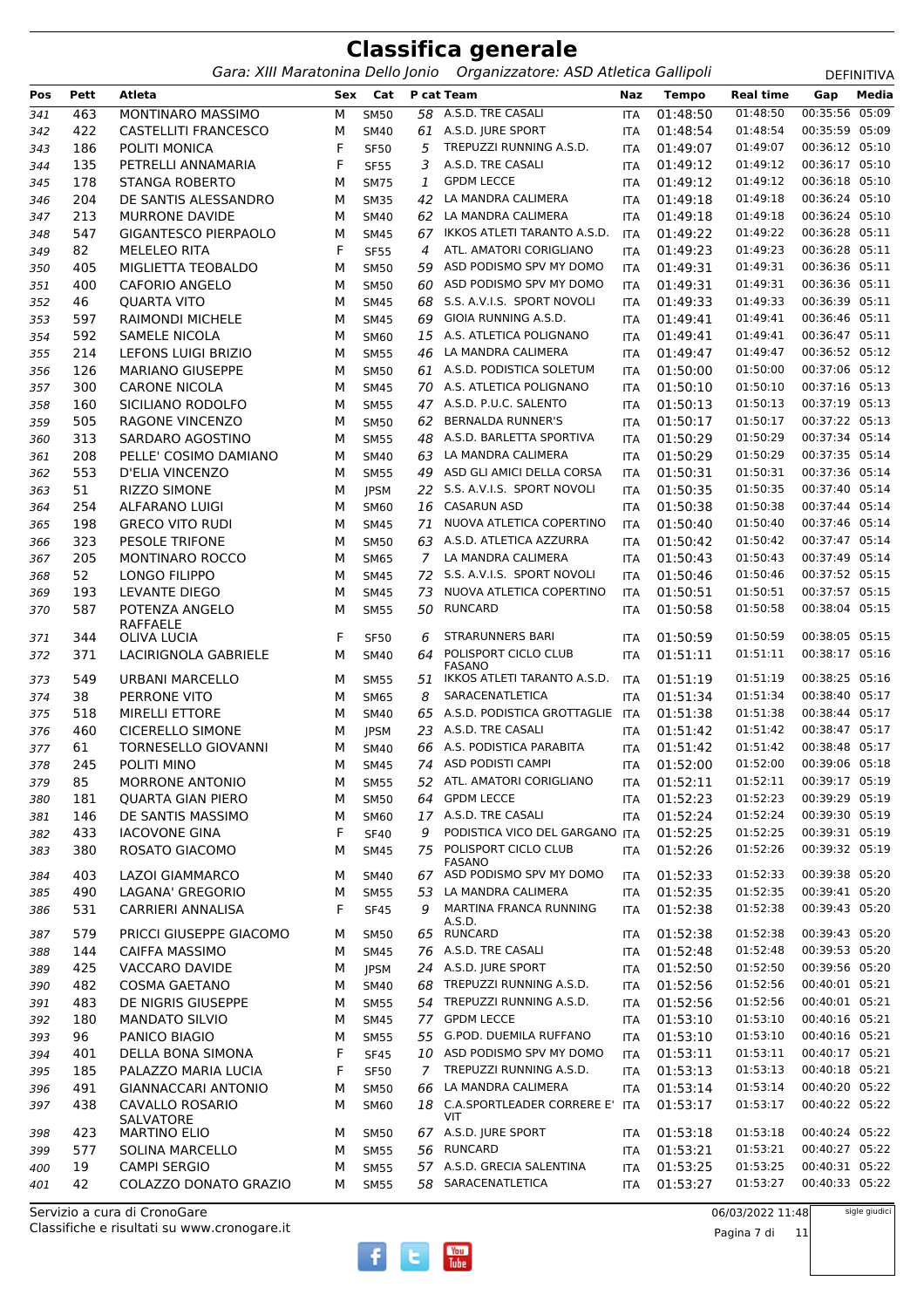# Classifica generale

*Gara: XIII Maratonina Dello Jonio    Organizzatore: ASD Atletica Gallipoli*

DEFINITIVA

| Pos | Pett | Atleta | Sex | Cat | P cat | Team | Naz | Tempo | Real time | Gap | Media |
|---|---|---|---|---|---|---|---|---|---|---|---|
| 341 | 463 | MONTINARO MASSIMO | M | SM50 | 58 | A.S.D. TRE CASALI | ITA | 01:48:50 | 01:48:50 | 00:35:56 | 05:09 |
| 342 | 422 | CASTELLITI FRANCESCO | M | SM40 | 61 | A.S.D. JURE SPORT | ITA | 01:48:54 | 01:48:54 | 00:35:59 | 05:09 |
| 343 | 186 | POLITI MONICA | F | SF50 | 5 | TREPUZZI RUNNING A.S.D. | ITA | 01:49:07 | 01:49:07 | 00:36:12 | 05:10 |
| 344 | 135 | PETRELLI ANNAMARIA | F | SF55 | 3 | A.S.D. TRE CASALI | ITA | 01:49:12 | 01:49:12 | 00:36:17 | 05:10 |
| 345 | 178 | STANGA ROBERTO | M | SM75 | 1 | GPDM LECCE | ITA | 01:49:12 | 01:49:12 | 00:36:18 | 05:10 |
| 346 | 204 | DE SANTIS ALESSANDRO | M | SM35 | 42 | LA MANDRA CALIMERA | ITA | 01:49:18 | 01:49:18 | 00:36:24 | 05:10 |
| 347 | 213 | MURRONE DAVIDE | M | SM40 | 62 | LA MANDRA CALIMERA | ITA | 01:49:18 | 01:49:18 | 00:36:24 | 05:10 |
| 348 | 547 | GIGANTESCO PIERPAOLO | M | SM45 | 67 | IKKOS ATLETI TARANTO A.S.D. | ITA | 01:49:22 | 01:49:22 | 00:36:28 | 05:11 |
| 349 | 82 | MELELEO RITA | F | SF55 | 4 | ATL. AMATORI CORIGLIANO | ITA | 01:49:23 | 01:49:23 | 00:36:28 | 05:11 |
| 350 | 405 | MIGLIETTA TEOBALDO | M | SM50 | 59 | ASD PODISMO SPV MY DOMO | ITA | 01:49:31 | 01:49:31 | 00:36:36 | 05:11 |
| 351 | 400 | CAFORIO ANGELO | M | SM50 | 60 | ASD PODISMO SPV MY DOMO | ITA | 01:49:31 | 01:49:31 | 00:36:36 | 05:11 |
| 352 | 46 | QUARTA VITO | M | SM45 | 68 | S.S. A.V.I.S. SPORT NOVOLI | ITA | 01:49:33 | 01:49:33 | 00:36:39 | 05:11 |
| 353 | 597 | RAIMONDI MICHELE | M | SM45 | 69 | GIOIA RUNNING A.S.D. | ITA | 01:49:41 | 01:49:41 | 00:36:46 | 05:11 |
| 354 | 592 | SAMELE NICOLA | M | SM60 | 15 | A.S. ATLETICA POLIGNANO | ITA | 01:49:41 | 01:49:41 | 00:36:47 | 05:11 |
| 355 | 214 | LEFONS LUIGI BRIZIO | M | SM55 | 46 | LA MANDRA CALIMERA | ITA | 01:49:47 | 01:49:47 | 00:36:52 | 05:12 |
| 356 | 126 | MARIANO GIUSEPPE | M | SM50 | 61 | A.S.D. PODISTICA SOLETUM | ITA | 01:50:00 | 01:50:00 | 00:37:06 | 05:12 |
| 357 | 300 | CARONE NICOLA | M | SM45 | 70 | A.S. ATLETICA POLIGNANO | ITA | 01:50:10 | 01:50:10 | 00:37:16 | 05:13 |
| 358 | 160 | SICILIANO RODOLFO | M | SM55 | 47 | A.S.D. P.U.C. SALENTO | ITA | 01:50:13 | 01:50:13 | 00:37:19 | 05:13 |
| 359 | 505 | RAGONE VINCENZO | M | SM50 | 62 | BERNALDA RUNNER'S | ITA | 01:50:17 | 01:50:17 | 00:37:22 | 05:13 |
| 360 | 313 | SARDARO AGOSTINO | M | SM55 | 48 | A.S.D. BARLETTA SPORTIVA | ITA | 01:50:29 | 01:50:29 | 00:37:34 | 05:14 |
| 361 | 208 | PELLE' COSIMO DAMIANO | M | SM40 | 63 | LA MANDRA CALIMERA | ITA | 01:50:29 | 01:50:29 | 00:37:35 | 05:14 |
| 362 | 553 | D'ELIA VINCENZO | M | SM55 | 49 | ASD GLI AMICI DELLA CORSA | ITA | 01:50:31 | 01:50:31 | 00:37:36 | 05:14 |
| 363 | 51 | RIZZO SIMONE | M | JPSM | 22 | S.S. A.V.I.S. SPORT NOVOLI | ITA | 01:50:35 | 01:50:35 | 00:37:40 | 05:14 |
| 364 | 254 | ALFARANO LUIGI | M | SM60 | 16 | CASARUN ASD | ITA | 01:50:38 | 01:50:38 | 00:37:44 | 05:14 |
| 365 | 198 | GRECO VITO RUDI | M | SM45 | 71 | NUOVA ATLETICA COPERTINO | ITA | 01:50:40 | 01:50:40 | 00:37:46 | 05:14 |
| 366 | 323 | PESOLE TRIFONE | M | SM50 | 63 | A.S.D. ATLETICA AZZURRA | ITA | 01:50:42 | 01:50:42 | 00:37:47 | 05:14 |
| 367 | 205 | MONTINARO ROCCO | M | SM65 | 7 | LA MANDRA CALIMERA | ITA | 01:50:43 | 01:50:43 | 00:37:49 | 05:14 |
| 368 | 52 | LONGO FILIPPO | M | SM45 | 72 | S.S. A.V.I.S. SPORT NOVOLI | ITA | 01:50:46 | 01:50:46 | 00:37:52 | 05:15 |
| 369 | 193 | LEVANTE DIEGO | M | SM45 | 73 | NUOVA ATLETICA COPERTINO | ITA | 01:50:51 | 01:50:51 | 00:37:57 | 05:15 |
| 370 | 587 | POTENZA ANGELO RAFFAELE | M | SM55 | 50 | RUNCARD | ITA | 01:50:58 | 01:50:58 | 00:38:04 | 05:15 |
| 371 | 344 | OLIVA LUCIA | F | SF50 | 6 | STRARUNNERS BARI | ITA | 01:50:59 | 01:50:59 | 00:38:05 | 05:15 |
| 372 | 371 | LACIRIGNOLA GABRIELE | M | SM40 | 64 | POLISPORT CICLO CLUB FASANO | ITA | 01:51:11 | 01:51:11 | 00:38:17 | 05:16 |
| 373 | 549 | URBANI MARCELLO | M | SM55 | 51 | IKKOS ATLETI TARANTO A.S.D. | ITA | 01:51:19 | 01:51:19 | 00:38:25 | 05:16 |
| 374 | 38 | PERRONE VITO | M | SM65 | 8 | SARACENATLETICA | ITA | 01:51:34 | 01:51:34 | 00:38:40 | 05:17 |
| 375 | 518 | MIRELLI ETTORE | M | SM40 | 65 | A.S.D. PODISTICA GROTTAGLIE | ITA | 01:51:38 | 01:51:38 | 00:38:44 | 05:17 |
| 376 | 460 | CICERELLO SIMONE | M | JPSM | 23 | A.S.D. TRE CASALI | ITA | 01:51:42 | 01:51:42 | 00:38:47 | 05:17 |
| 377 | 61 | TORNESELLO GIOVANNI | M | SM40 | 66 | A.S. PODISTICA PARABITA | ITA | 01:51:42 | 01:51:42 | 00:38:48 | 05:17 |
| 378 | 245 | POLITI MINO | M | SM45 | 74 | ASD PODISTI CAMPI | ITA | 01:52:00 | 01:52:00 | 00:39:06 | 05:18 |
| 379 | 85 | MORRONE ANTONIO | M | SM55 | 52 | ATL. AMATORI CORIGLIANO | ITA | 01:52:11 | 01:52:11 | 00:39:17 | 05:19 |
| 380 | 181 | QUARTA GIAN PIERO | M | SM50 | 64 | GPDM LECCE | ITA | 01:52:23 | 01:52:23 | 00:39:29 | 05:19 |
| 381 | 146 | DE SANTIS MASSIMO | M | SM60 | 17 | A.S.D. TRE CASALI | ITA | 01:52:24 | 01:52:24 | 00:39:30 | 05:19 |
| 382 | 433 | IACOVONE GINA | F | SF40 | 9 | PODISTICA VICO DEL GARGANO | ITA | 01:52:25 | 01:52:25 | 00:39:31 | 05:19 |
| 383 | 380 | ROSATO GIACOMO | M | SM45 | 75 | POLISPORT CICLO CLUB FASANO | ITA | 01:52:26 | 01:52:26 | 00:39:32 | 05:19 |
| 384 | 403 | LAZOI GIAMMARCO | M | SM40 | 67 | ASD PODISMO SPV MY DOMO | ITA | 01:52:33 | 01:52:33 | 00:39:38 | 05:20 |
| 385 | 490 | LAGANA' GREGORIO | M | SM55 | 53 | LA MANDRA CALIMERA | ITA | 01:52:35 | 01:52:35 | 00:39:41 | 05:20 |
| 386 | 531 | CARRIERI ANNALISA | F | SF45 | 9 | MARTINA FRANCA RUNNING A.S.D. | ITA | 01:52:38 | 01:52:38 | 00:39:43 | 05:20 |
| 387 | 579 | PRICCI GIUSEPPE GIACOMO | M | SM50 | 65 | RUNCARD | ITA | 01:52:38 | 01:52:38 | 00:39:43 | 05:20 |
| 388 | 144 | CAIFFA MASSIMO | M | SM45 | 76 | A.S.D. TRE CASALI | ITA | 01:52:48 | 01:52:48 | 00:39:53 | 05:20 |
| 389 | 425 | VACCARO DAVIDE | M | JPSM | 24 | A.S.D. JURE SPORT | ITA | 01:52:50 | 01:52:50 | 00:39:56 | 05:20 |
| 390 | 482 | COSMA GAETANO | M | SM40 | 68 | TREPUZZI RUNNING A.S.D. | ITA | 01:52:56 | 01:52:56 | 00:40:01 | 05:21 |
| 391 | 483 | DE NIGRIS GIUSEPPE | M | SM55 | 54 | TREPUZZI RUNNING A.S.D. | ITA | 01:52:56 | 01:52:56 | 00:40:01 | 05:21 |
| 392 | 180 | MANDATO SILVIO | M | SM45 | 77 | GPDM LECCE | ITA | 01:53:10 | 01:53:10 | 00:40:16 | 05:21 |
| 393 | 96 | PANICO BIAGIO | M | SM55 | 55 | G.POD. DUEMILA RUFFANO | ITA | 01:53:10 | 01:53:10 | 00:40:16 | 05:21 |
| 394 | 401 | DELLA BONA SIMONA | F | SF45 | 10 | ASD PODISMO SPV MY DOMO | ITA | 01:53:11 | 01:53:11 | 00:40:17 | 05:21 |
| 395 | 185 | PALAZZO MARIA LUCIA | F | SF50 | 7 | TREPUZZI RUNNING A.S.D. | ITA | 01:53:13 | 01:53:13 | 00:40:18 | 05:21 |
| 396 | 491 | GIANNACCARI ANTONIO | M | SM50 | 66 | LA MANDRA CALIMERA | ITA | 01:53:14 | 01:53:14 | 00:40:20 | 05:22 |
| 397 | 438 | CAVALLO ROSARIO SALVATORE | M | SM60 | 18 | C.A.SPORTLEADER CORRERE E' VIT | ITA | 01:53:17 | 01:53:17 | 00:40:22 | 05:22 |
| 398 | 423 | MARTINO ELIO | M | SM50 | 67 | A.S.D. JURE SPORT | ITA | 01:53:18 | 01:53:18 | 00:40:24 | 05:22 |
| 399 | 577 | SOLINA MARCELLO | M | SM55 | 56 | RUNCARD | ITA | 01:53:21 | 01:53:21 | 00:40:27 | 05:22 |
| 400 | 19 | CAMPI SERGIO | M | SM55 | 57 | A.S.D. GRECIA SALENTINA | ITA | 01:53:25 | 01:53:25 | 00:40:31 | 05:22 |
| 401 | 42 | COLAZZO DONATO GRAZIO | M | SM55 | 58 | SARACENATLETICA | ITA | 01:53:27 | 01:53:27 | 00:40:33 | 05:22 |

Servizio a cura di CronoGare
Classifiche e risultati su www.cronogare.it

06/03/2022 11:48

sigle giudici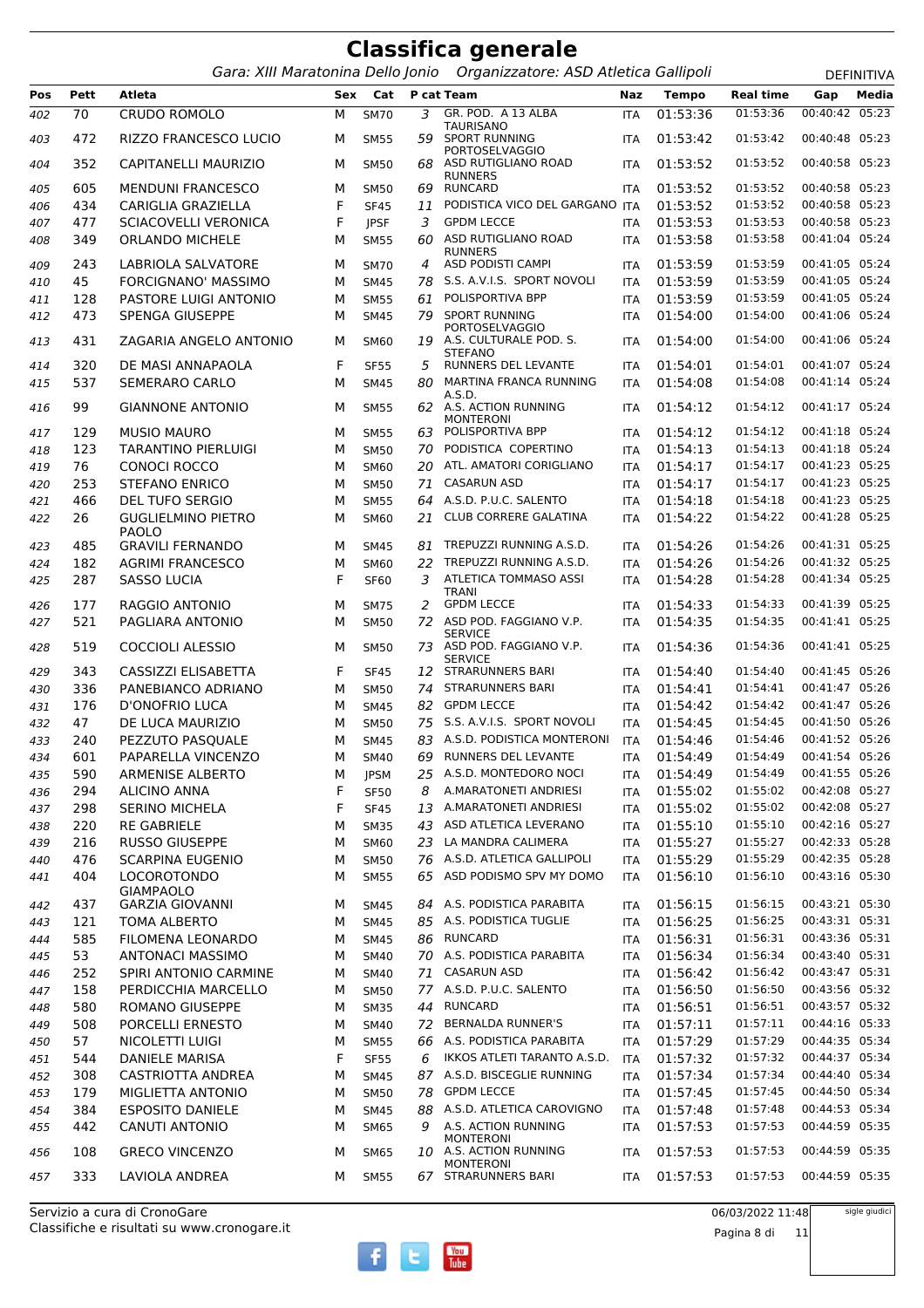# Classifica generale

*Gara: XIII Maratonina Dello Jonio   Organizzatore: ASD Atletica Gallipoli*

DEFINITIVA

| Pos | Pett | Atleta | Sex | Cat | P cat | Team | Naz | Tempo | Real time | Gap | Media |
|---|---|---|---|---|---|---|---|---|---|---|---|
| 402 | 70 | CRUDO ROMOLO | M | SM70 | 3 | GR. POD. A 13 ALBA TAURISANO | ITA | 01:53:36 | 01:53:36 | 00:40:42 | 05:23 |
| 403 | 472 | RIZZO FRANCESCO LUCIO | M | SM55 | 59 | SPORT RUNNING PORTOSELVAGGIO | ITA | 01:53:42 | 01:53:42 | 00:40:48 | 05:23 |
| 404 | 352 | CAPITANELLI MAURIZIO | M | SM50 | 68 | ASD RUTIGLIANO ROAD RUNNERS | ITA | 01:53:52 | 01:53:52 | 00:40:58 | 05:23 |
| 405 | 605 | MENDUNI FRANCESCO | M | SM50 | 69 | RUNCARD | ITA | 01:53:52 | 01:53:52 | 00:40:58 | 05:23 |
| 406 | 434 | CARIGLIA GRAZIELLA | F | SF45 | 11 | PODISTICA VICO DEL GARGANO | ITA | 01:53:52 | 01:53:52 | 00:40:58 | 05:23 |
| 407 | 477 | SCIACOVELLI VERONICA | F | JPSF | 3 | GPDM LECCE | ITA | 01:53:53 | 01:53:53 | 00:40:58 | 05:23 |
| 408 | 349 | ORLANDO MICHELE | M | SM55 | 60 | ASD RUTIGLIANO ROAD RUNNERS | ITA | 01:53:58 | 01:53:58 | 00:41:04 | 05:24 |
| 409 | 243 | LABRIOLA SALVATORE | M | SM70 | 4 | ASD PODISTI CAMPI | ITA | 01:53:59 | 01:53:59 | 00:41:05 | 05:24 |
| 410 | 45 | FORCIGNANO' MASSIMO | M | SM45 | 78 | S.S. A.V.I.S. SPORT NOVOLI | ITA | 01:53:59 | 01:53:59 | 00:41:05 | 05:24 |
| 411 | 128 | PASTORE LUIGI ANTONIO | M | SM55 | 61 | POLISPORTIVA BPP | ITA | 01:53:59 | 01:53:59 | 00:41:05 | 05:24 |
| 412 | 473 | SPENGA GIUSEPPE | M | SM45 | 79 | SPORT RUNNING PORTOSELVAGGIO | ITA | 01:54:00 | 01:54:00 | 00:41:06 | 05:24 |
| 413 | 431 | ZAGARIA ANGELO ANTONIO | M | SM60 | 19 | A.S. CULTURALE POD. S. STEFANO | ITA | 01:54:00 | 01:54:00 | 00:41:06 | 05:24 |
| 414 | 320 | DE MASI ANNAPAOLA | F | SF55 | 5 | RUNNERS DEL LEVANTE | ITA | 01:54:01 | 01:54:01 | 00:41:07 | 05:24 |
| 415 | 537 | SEMERARO CARLO | M | SM45 | 80 | MARTINA FRANCA RUNNING A.S.D. | ITA | 01:54:08 | 01:54:08 | 00:41:14 | 05:24 |
| 416 | 99 | GIANNONE ANTONIO | M | SM55 | 62 | A.S. ACTION RUNNING MONTERONI | ITA | 01:54:12 | 01:54:12 | 00:41:17 | 05:24 |
| 417 | 129 | MUSIO MAURO | M | SM55 | 63 | POLISPORTIVA BPP | ITA | 01:54:12 | 01:54:12 | 00:41:18 | 05:24 |
| 418 | 123 | TARANTINO PIERLUIGI | M | SM50 | 70 | PODISTICA COPERTINO | ITA | 01:54:13 | 01:54:13 | 00:41:18 | 05:24 |
| 419 | 76 | CONOCI ROCCO | M | SM60 | 20 | ATL. AMATORI CORIGLIANO | ITA | 01:54:17 | 01:54:17 | 00:41:23 | 05:25 |
| 420 | 253 | STEFANO ENRICO | M | SM50 | 71 | CASARUN ASD | ITA | 01:54:17 | 01:54:17 | 00:41:23 | 05:25 |
| 421 | 466 | DEL TUFO SERGIO | M | SM55 | 64 | A.S.D. P.U.C. SALENTO | ITA | 01:54:18 | 01:54:18 | 00:41:23 | 05:25 |
| 422 | 26 | GUGLIELMINO PIETRO PAOLO | M | SM60 | 21 | CLUB CORRERE GALATINA | ITA | 01:54:22 | 01:54:22 | 00:41:28 | 05:25 |
| 423 | 485 | GRAVILI FERNANDO | M | SM45 | 81 | TREPUZZI RUNNING A.S.D. | ITA | 01:54:26 | 01:54:26 | 00:41:31 | 05:25 |
| 424 | 182 | AGRIMI FRANCESCO | M | SM60 | 22 | TREPUZZI RUNNING A.S.D. | ITA | 01:54:26 | 01:54:26 | 00:41:32 | 05:25 |
| 425 | 287 | SASSO LUCIA | F | SF60 | 3 | ATLETICA TOMMASO ASSI TRANI | ITA | 01:54:28 | 01:54:28 | 00:41:34 | 05:25 |
| 426 | 177 | RAGGIO ANTONIO | M | SM75 | 2 | GPDM LECCE | ITA | 01:54:33 | 01:54:33 | 00:41:39 | 05:25 |
| 427 | 521 | PAGLIARA ANTONIO | M | SM50 | 72 | ASD POD. FAGGIANO V.P. SERVICE | ITA | 01:54:35 | 01:54:35 | 00:41:41 | 05:25 |
| 428 | 519 | COCCIOLI ALESSIO | M | SM50 | 73 | ASD POD. FAGGIANO V.P. SERVICE | ITA | 01:54:36 | 01:54:36 | 00:41:41 | 05:25 |
| 429 | 343 | CASSIZZI ELISABETTA | F | SF45 | 12 | STRARUNNERS BARI | ITA | 01:54:40 | 01:54:40 | 00:41:45 | 05:26 |
| 430 | 336 | PANEBIANCO ADRIANO | M | SM50 | 74 | STRARUNNERS BARI | ITA | 01:54:41 | 01:54:41 | 00:41:47 | 05:26 |
| 431 | 176 | D'ONOFRIO LUCA | M | SM45 | 82 | GPDM LECCE | ITA | 01:54:42 | 01:54:42 | 00:41:47 | 05:26 |
| 432 | 47 | DE LUCA MAURIZIO | M | SM50 | 75 | S.S. A.V.I.S. SPORT NOVOLI | ITA | 01:54:45 | 01:54:45 | 00:41:50 | 05:26 |
| 433 | 240 | PEZZUTO PASQUALE | M | SM45 | 83 | A.S.D. PODISTICA MONTERONI | ITA | 01:54:46 | 01:54:46 | 00:41:52 | 05:26 |
| 434 | 601 | PAPARELLA VINCENZO | M | SM40 | 69 | RUNNERS DEL LEVANTE | ITA | 01:54:49 | 01:54:49 | 00:41:54 | 05:26 |
| 435 | 590 | ARMENISE ALBERTO | M | JPSM | 25 | A.S.D. MONTEDORO NOCI | ITA | 01:54:49 | 01:54:49 | 00:41:55 | 05:26 |
| 436 | 294 | ALICINO ANNA | F | SF50 | 8 | A.MARATONETI ANDRIESI | ITA | 01:55:02 | 01:55:02 | 00:42:08 | 05:27 |
| 437 | 298 | SERINO MICHELA | F | SF45 | 13 | A.MARATONETI ANDRIESI | ITA | 01:55:02 | 01:55:02 | 00:42:08 | 05:27 |
| 438 | 220 | RE GABRIELE | M | SM35 | 43 | ASD ATLETICA LEVERANO | ITA | 01:55:10 | 01:55:10 | 00:42:16 | 05:27 |
| 439 | 216 | RUSSO GIUSEPPE | M | SM60 | 23 | LA MANDRA CALIMERA | ITA | 01:55:27 | 01:55:27 | 00:42:33 | 05:28 |
| 440 | 476 | SCARPINA EUGENIO | M | SM50 | 76 | A.S.D. ATLETICA GALLIPOLI | ITA | 01:55:29 | 01:55:29 | 00:42:35 | 05:28 |
| 441 | 404 | LOCOROTONDO GIAMPAOLO | M | SM55 | 65 | ASD PODISMO SPV MY DOMO | ITA | 01:56:10 | 01:56:10 | 00:43:16 | 05:30 |
| 442 | 437 | GARZIA GIOVANNI | M | SM45 | 84 | A.S. PODISTICA PARABITA | ITA | 01:56:15 | 01:56:15 | 00:43:21 | 05:30 |
| 443 | 121 | TOMA ALBERTO | M | SM45 | 85 | A.S. PODISTICA TUGLIE | ITA | 01:56:25 | 01:56:25 | 00:43:31 | 05:31 |
| 444 | 585 | FILOMENA LEONARDO | M | SM45 | 86 | RUNCARD | ITA | 01:56:31 | 01:56:31 | 00:43:36 | 05:31 |
| 445 | 53 | ANTONACI MASSIMO | M | SM40 | 70 | A.S. PODISTICA PARABITA | ITA | 01:56:34 | 01:56:34 | 00:43:40 | 05:31 |
| 446 | 252 | SPIRI ANTONIO CARMINE | M | SM40 | 71 | CASARUN ASD | ITA | 01:56:42 | 01:56:42 | 00:43:47 | 05:31 |
| 447 | 158 | PERDICCHIA MARCELLO | M | SM50 | 77 | A.S.D. P.U.C. SALENTO | ITA | 01:56:50 | 01:56:50 | 00:43:56 | 05:32 |
| 448 | 580 | ROMANO GIUSEPPE | M | SM35 | 44 | RUNCARD | ITA | 01:56:51 | 01:56:51 | 00:43:57 | 05:32 |
| 449 | 508 | PORCELLI ERNESTO | M | SM40 | 72 | BERNALDA RUNNER'S | ITA | 01:57:11 | 01:57:11 | 00:44:16 | 05:33 |
| 450 | 57 | NICOLETTI LUIGI | M | SM55 | 66 | A.S. PODISTICA PARABITA | ITA | 01:57:29 | 01:57:29 | 00:44:35 | 05:34 |
| 451 | 544 | DANIELE MARISA | F | SF55 | 6 | IKKOS ATLETI TARANTO A.S.D. | ITA | 01:57:32 | 01:57:32 | 00:44:37 | 05:34 |
| 452 | 308 | CASTRIOTTA ANDREA | M | SM45 | 87 | A.S.D. BISCEGLIE RUNNING | ITA | 01:57:34 | 01:57:34 | 00:44:40 | 05:34 |
| 453 | 179 | MIGLIETTA ANTONIO | M | SM50 | 78 | GPDM LECCE | ITA | 01:57:45 | 01:57:45 | 00:44:50 | 05:34 |
| 454 | 384 | ESPOSITO DANIELE | M | SM45 | 88 | A.S.D. ATLETICA CAROVIGNO | ITA | 01:57:48 | 01:57:48 | 00:44:53 | 05:34 |
| 455 | 442 | CANUTI ANTONIO | M | SM65 | 9 | A.S. ACTION RUNNING MONTERONI | ITA | 01:57:53 | 01:57:53 | 00:44:59 | 05:35 |
| 456 | 108 | GRECO VINCENZO | M | SM65 | 10 | A.S. ACTION RUNNING MONTERONI | ITA | 01:57:53 | 01:57:53 | 00:44:59 | 05:35 |
| 457 | 333 | LAVIOLA ANDREA | M | SM55 | 67 | STRARUNNERS BARI | ITA | 01:57:53 | 01:57:53 | 00:44:59 | 05:35 |

Servizio a cura di CronoGare
Classifiche e risultati su www.cronogare.it

06/03/2022 11:48

sigle giudici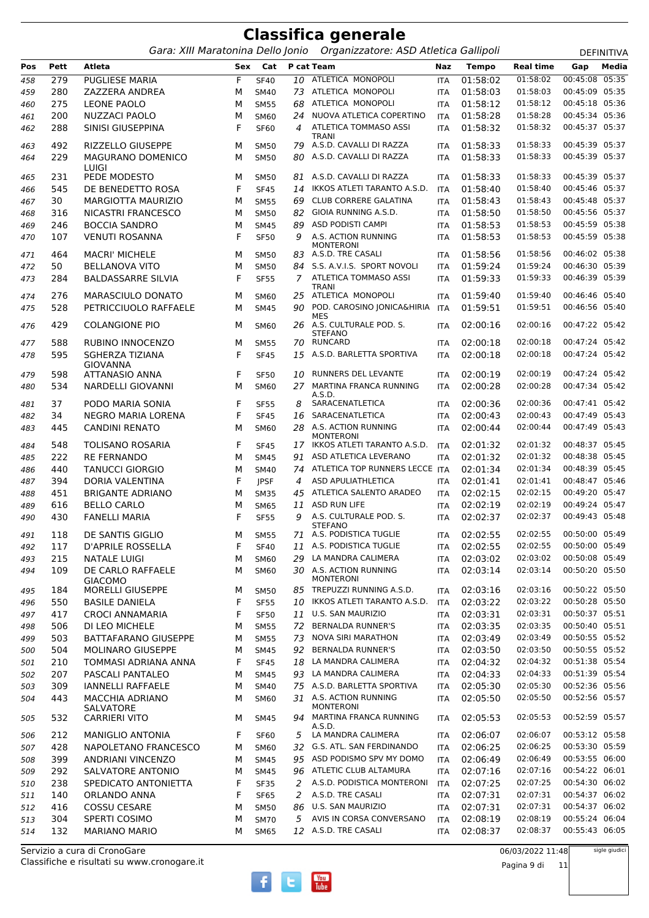# Classifica generale

*Gara: XIII Maratonina Dello Jonio   Organizzatore: ASD Atletica Gallipoli*   DEFINITIVA

| Pos | Pett | Atleta | Sex | Cat | P cat | Team | Naz | Tempo | Real time | Gap | Media |
|---|---|---|---|---|---|---|---|---|---|---|---|
| 458 | 279 | PUGLIESE MARIA | F | SF40 | 10 | ATLETICA MONOPOLI | ITA | 01:58:02 | 01:58:02 | 00:45:08 | 05:35 |
| 459 | 280 | ZAZZERA ANDREA | M | SM40 | 73 | ATLETICA MONOPOLI | ITA | 01:58:03 | 01:58:03 | 00:45:09 | 05:35 |
| 460 | 275 | LEONE PAOLO | M | SM55 | 68 | ATLETICA MONOPOLI | ITA | 01:58:12 | 01:58:12 | 00:45:18 | 05:36 |
| 461 | 200 | NUZZACI PAOLO | M | SM60 | 24 | NUOVA ATLETICA COPERTINO | ITA | 01:58:28 | 01:58:28 | 00:45:34 | 05:36 |
| 462 | 288 | SINISI GIUSEPPINA | F | SF60 | 4 | ATLETICA TOMMASO ASSI TRANI | ITA | 01:58:32 | 01:58:32 | 00:45:37 | 05:37 |
| 463 | 492 | RIZZELLO GIUSEPPE | M | SM50 | 79 | A.S.D. CAVALLI DI RAZZA | ITA | 01:58:33 | 01:58:33 | 00:45:39 | 05:37 |
| 464 | 229 | MAGURANO DOMENICO LUIGI | M | SM50 | 80 | A.S.D. CAVALLI DI RAZZA | ITA | 01:58:33 | 01:58:33 | 00:45:39 | 05:37 |
| 465 | 231 | PEDE MODESTO | M | SM50 | 81 | A.S.D. CAVALLI DI RAZZA | ITA | 01:58:33 | 01:58:33 | 00:45:39 | 05:37 |
| 466 | 545 | DE BENEDETTO ROSA | F | SF45 | 14 | IKKOS ATLETI TARANTO A.S.D. | ITA | 01:58:40 | 01:58:40 | 00:45:46 | 05:37 |
| 467 | 30 | MARGIOTTA MAURIZIO | M | SM55 | 69 | CLUB CORRERE GALATINA | ITA | 01:58:43 | 01:58:43 | 00:45:48 | 05:37 |
| 468 | 316 | NICASTRI FRANCESCO | M | SM50 | 82 | GIOIA RUNNING A.S.D. | ITA | 01:58:50 | 01:58:50 | 00:45:56 | 05:37 |
| 469 | 246 | BOCCIA SANDRO | M | SM45 | 89 | ASD PODISTI CAMPI | ITA | 01:58:53 | 01:58:53 | 00:45:59 | 05:38 |
| 470 | 107 | VENUTI ROSANNA | F | SF50 | 9 | A.S. ACTION RUNNING MONTERONI | ITA | 01:58:53 | 01:58:53 | 00:45:59 | 05:38 |
| 471 | 464 | MACRI' MICHELE | M | SM50 | 83 | A.S.D. TRE CASALI | ITA | 01:58:56 | 01:58:56 | 00:46:02 | 05:38 |
| 472 | 50 | BELLANOVA VITO | M | SM50 | 84 | S.S. A.V.I.S. SPORT NOVOLI | ITA | 01:59:24 | 01:59:24 | 00:46:30 | 05:39 |
| 473 | 284 | BALDASSARRE SILVIA | F | SF55 | 7 | ATLETICA TOMMASO ASSI TRANI | ITA | 01:59:33 | 01:59:33 | 00:46:39 | 05:39 |
| 474 | 276 | MARASCIULO DONATO | M | SM60 | 25 | ATLETICA MONOPOLI | ITA | 01:59:40 | 01:59:40 | 00:46:46 | 05:40 |
| 475 | 528 | PETRICCIUOLO RAFFAELE | M | SM45 | 90 | POD. CAROSINO JONICA&HIRIA MES | ITA | 01:59:51 | 01:59:51 | 00:46:56 | 05:40 |
| 476 | 429 | COLANGIONE PIO | M | SM60 | 26 | A.S. CULTURALE POD. S. STEFANO | ITA | 02:00:16 | 02:00:16 | 00:47:22 | 05:42 |
| 477 | 588 | RUBINO INNOCENZO | M | SM55 | 70 | RUNCARD | ITA | 02:00:18 | 02:00:18 | 00:47:24 | 05:42 |
| 478 | 595 | SGHERZA TIZIANA GIOVANNA | F | SF45 | 15 | A.S.D. BARLETTA SPORTIVA | ITA | 02:00:18 | 02:00:18 | 00:47:24 | 05:42 |
| 479 | 598 | ATTANASIO ANNA | F | SF50 | 10 | RUNNERS DEL LEVANTE | ITA | 02:00:19 | 02:00:19 | 00:47:24 | 05:42 |
| 480 | 534 | NARDELLI GIOVANNI | M | SM60 | 27 | MARTINA FRANCA RUNNING A.S.D. | ITA | 02:00:28 | 02:00:28 | 00:47:34 | 05:42 |
| 481 | 37 | PODO MARIA SONIA | F | SF55 | 8 | SARACENATLETICA | ITA | 02:00:36 | 02:00:36 | 00:47:41 | 05:42 |
| 482 | 34 | NEGRO MARIA LORENA | F | SF45 | 16 | SARACENATLETICA | ITA | 02:00:43 | 02:00:43 | 00:47:49 | 05:43 |
| 483 | 445 | CANDINI RENATO | M | SM60 | 28 | A.S. ACTION RUNNING MONTERONI | ITA | 02:00:44 | 02:00:44 | 00:47:49 | 05:43 |
| 484 | 548 | TOLISANO ROSARIA | F | SF45 | 17 | IKKOS ATLETI TARANTO A.S.D. | ITA | 02:01:32 | 02:01:32 | 00:48:37 | 05:45 |
| 485 | 222 | RE FERNANDO | M | SM45 | 91 | ASD ATLETICA LEVERANO | ITA | 02:01:32 | 02:01:32 | 00:48:38 | 05:45 |
| 486 | 440 | TANUCCI GIORGIO | M | SM40 | 74 | ATLETICA TOP RUNNERS LECCE | ITA | 02:01:34 | 02:01:34 | 00:48:39 | 05:45 |
| 487 | 394 | DORIA VALENTINA | F | JPSF | 4 | ASD APULIATHLETICA | ITA | 02:01:41 | 02:01:41 | 00:48:47 | 05:46 |
| 488 | 451 | BRIGANTE ADRIANO | M | SM35 | 45 | ATLETICA SALENTO ARADEO | ITA | 02:02:15 | 02:02:15 | 00:49:20 | 05:47 |
| 489 | 616 | BELLO CARLO | M | SM65 | 11 | ASD RUN LIFE | ITA | 02:02:19 | 02:02:19 | 00:49:24 | 05:47 |
| 490 | 430 | FANELLI MARIA | F | SF55 | 9 | A.S. CULTURALE POD. S. STEFANO | ITA | 02:02:37 | 02:02:37 | 00:49:43 | 05:48 |
| 491 | 118 | DE SANTIS GIGLIO | M | SM55 | 71 | A.S. PODISTICA TUGLIE | ITA | 02:02:55 | 02:02:55 | 00:50:00 | 05:49 |
| 492 | 117 | D'APRILE ROSSELLA | F | SF40 | 11 | A.S. PODISTICA TUGLIE | ITA | 02:02:55 | 02:02:55 | 00:50:00 | 05:49 |
| 493 | 215 | NATALE LUIGI | M | SM60 | 29 | LA MANDRA CALIMERA | ITA | 02:03:02 | 02:03:02 | 00:50:08 | 05:49 |
| 494 | 109 | DE CARLO RAFFAELE GIACOMO | M | SM60 | 30 | A.S. ACTION RUNNING MONTERONI | ITA | 02:03:14 | 02:03:14 | 00:50:20 | 05:50 |
| 495 | 184 | MORELLI GIUSEPPE | M | SM50 | 85 | TREPUZZI RUNNING A.S.D. | ITA | 02:03:16 | 02:03:16 | 00:50:22 | 05:50 |
| 496 | 550 | BASILE DANIELA | F | SF55 | 10 | IKKOS ATLETI TARANTO A.S.D. | ITA | 02:03:22 | 02:03:22 | 00:50:28 | 05:50 |
| 497 | 417 | CROCI ANNAMARIA | F | SF50 | 11 | U.S. SAN MAURIZIO | ITA | 02:03:31 | 02:03:31 | 00:50:37 | 05:51 |
| 498 | 506 | DI LEO MICHELE | M | SM55 | 72 | BERNALDA RUNNER'S | ITA | 02:03:35 | 02:03:35 | 00:50:40 | 05:51 |
| 499 | 503 | BATTAFARANO GIUSEPPE | M | SM55 | 73 | NOVA SIRI MARATHON | ITA | 02:03:49 | 02:03:49 | 00:50:55 | 05:52 |
| 500 | 504 | MOLINARO GIUSEPPE | M | SM45 | 92 | BERNALDA RUNNER'S | ITA | 02:03:50 | 02:03:50 | 00:50:55 | 05:52 |
| 501 | 210 | TOMMASI ADRIANA ANNA | F | SF45 | 18 | LA MANDRA CALIMERA | ITA | 02:04:32 | 02:04:32 | 00:51:38 | 05:54 |
| 502 | 207 | PASCALI PANTALEO | M | SM45 | 93 | LA MANDRA CALIMERA | ITA | 02:04:33 | 02:04:33 | 00:51:39 | 05:54 |
| 503 | 309 | IANNELLI RAFFAELE | M | SM40 | 75 | A.S.D. BARLETTA SPORTIVA | ITA | 02:05:30 | 02:05:30 | 00:52:36 | 05:56 |
| 504 | 443 | MACCHIA ADRIANO SALVATORE | M | SM60 | 31 | A.S. ACTION RUNNING MONTERONI | ITA | 02:05:50 | 02:05:50 | 00:52:56 | 05:57 |
| 505 | 532 | CARRIERI VITO | M | SM45 | 94 | MARTINA FRANCA RUNNING A.S.D. | ITA | 02:05:53 | 02:05:53 | 00:52:59 | 05:57 |
| 506 | 212 | MANIGLIO ANTONIA | F | SF60 | 5 | LA MANDRA CALIMERA | ITA | 02:06:07 | 02:06:07 | 00:53:12 | 05:58 |
| 507 | 428 | NAPOLETANO FRANCESCO | M | SM60 | 32 | G.S. ATL. SAN FERDINANDO | ITA | 02:06:25 | 02:06:25 | 00:53:30 | 05:59 |
| 508 | 399 | ANDRIANI VINCENZO | M | SM45 | 95 | ASD PODISMO SPV MY DOMO | ITA | 02:06:49 | 02:06:49 | 00:53:55 | 06:00 |
| 509 | 292 | SALVATORE ANTONIO | M | SM45 | 96 | ATLETIC CLUB ALTAMURA | ITA | 02:07:16 | 02:07:16 | 00:54:22 | 06:01 |
| 510 | 238 | SPEDICATO ANTONIETTA | F | SF35 | 2 | A.S.D. PODISTICA MONTERONI | ITA | 02:07:25 | 02:07:25 | 00:54:30 | 06:02 |
| 511 | 140 | ORLANDO ANNA | F | SF65 | 2 | A.S.D. TRE CASALI | ITA | 02:07:31 | 02:07:31 | 00:54:37 | 06:02 |
| 512 | 416 | COSSU CESARE | M | SM50 | 86 | U.S. SAN MAURIZIO | ITA | 02:07:31 | 02:07:31 | 00:54:37 | 06:02 |
| 513 | 304 | SPERTI COSIMO | M | SM70 | 5 | AVIS IN CORSA CONVERSANO | ITA | 02:08:19 | 02:08:19 | 00:55:24 | 06:04 |
| 514 | 132 | MARIANO MARIO | M | SM65 | 12 | A.S.D. TRE CASALI | ITA | 02:08:37 | 02:08:37 | 00:55:43 | 06:05 |

Servizio a cura di CronoGare
Classifiche e risultati su www.cronogare.it

06/03/2022 11:48   sigle giudici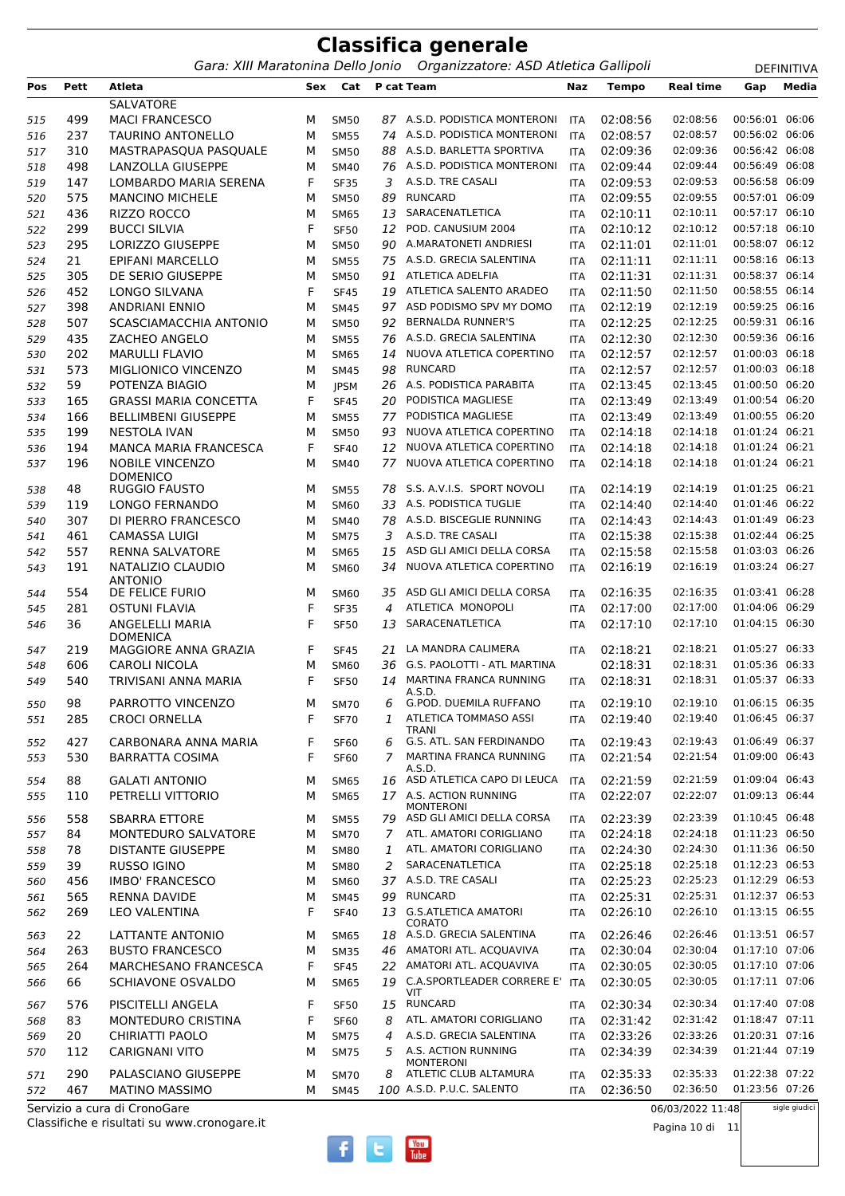# Classifica generale

*Gara: XIII Maratonina Dello Jonio    Organizzatore: ASD Atletica Gallipoli*

DEFINITIVA

| Pos | Pett | Atleta | Sex | Cat | P cat | Team | Naz | Tempo | Real time | Gap | Media |
|---|---|---|---|---|---|---|---|---|---|---|---|
| | | SALVATORE | | | | | | | | | |
| 515 | 499 | MACI FRANCESCO | M | SM50 | 87 | A.S.D. PODISTICA MONTERONI | ITA | 02:08:56 | 02:08:56 | 00:56:01 | 06:06 |
| 516 | 237 | TAURINO ANTONELLO | M | SM55 | 74 | A.S.D. PODISTICA MONTERONI | ITA | 02:08:57 | 02:08:57 | 00:56:02 | 06:06 |
| 517 | 310 | MASTRAPASQUA PASQUALE | M | SM50 | 88 | A.S.D. BARLETTA SPORTIVA | ITA | 02:09:36 | 02:09:36 | 00:56:42 | 06:08 |
| 518 | 498 | LANZOLLA GIUSEPPE | M | SM40 | 76 | A.S.D. PODISTICA MONTERONI | ITA | 02:09:44 | 02:09:44 | 00:56:49 | 06:08 |
| 519 | 147 | LOMBARDO MARIA SERENA | F | SF35 | 3 | A.S.D. TRE CASALI | ITA | 02:09:53 | 02:09:53 | 00:56:58 | 06:09 |
| 520 | 575 | MANCINO MICHELE | M | SM50 | 89 | RUNCARD | ITA | 02:09:55 | 02:09:55 | 00:57:01 | 06:09 |
| 521 | 436 | RIZZO ROCCO | M | SM65 | 13 | SARACENATLETICA | ITA | 02:10:11 | 02:10:11 | 00:57:17 | 06:10 |
| 522 | 299 | BUCCI SILVIA | F | SF50 | 12 | POD. CANUSIUM 2004 | ITA | 02:10:12 | 02:10:12 | 00:57:18 | 06:10 |
| 523 | 295 | LORIZZO GIUSEPPE | M | SM50 | 90 | A.MARATONETI ANDRIESI | ITA | 02:11:01 | 02:11:01 | 00:58:07 | 06:12 |
| 524 | 21 | EPIFANI MARCELLO | M | SM55 | 75 | A.S.D. GRECIA SALENTINA | ITA | 02:11:11 | 02:11:11 | 00:58:16 | 06:13 |
| 525 | 305 | DE SERIO GIUSEPPE | M | SM50 | 91 | ATLETICA ADELFIA | ITA | 02:11:31 | 02:11:31 | 00:58:37 | 06:14 |
| 526 | 452 | LONGO SILVANA | F | SF45 | 19 | ATLETICA SALENTO ARADEO | ITA | 02:11:50 | 02:11:50 | 00:58:55 | 06:14 |
| 527 | 398 | ANDRIANI ENNIO | M | SM45 | 97 | ASD PODISMO SPV MY DOMO | ITA | 02:12:19 | 02:12:19 | 00:59:25 | 06:16 |
| 528 | 507 | SCASCIAMACCHIA ANTONIO | M | SM50 | 92 | BERNALDA RUNNER'S | ITA | 02:12:25 | 02:12:25 | 00:59:31 | 06:16 |
| 529 | 435 | ZACHEO ANGELO | M | SM55 | 76 | A.S.D. GRECIA SALENTINA | ITA | 02:12:30 | 02:12:30 | 00:59:36 | 06:16 |
| 530 | 202 | MARULLI FLAVIO | M | SM65 | 14 | NUOVA ATLETICA COPERTINO | ITA | 02:12:57 | 02:12:57 | 01:00:03 | 06:18 |
| 531 | 573 | MIGLIONICO VINCENZO | M | SM45 | 98 | RUNCARD | ITA | 02:12:57 | 02:12:57 | 01:00:03 | 06:18 |
| 532 | 59 | POTENZA BIAGIO | M | JPSM | 26 | A.S. PODISTICA PARABITA | ITA | 02:13:45 | 02:13:45 | 01:00:50 | 06:20 |
| 533 | 165 | GRASSI MARIA CONCETTA | F | SF45 | 20 | PODISTICA MAGLIESE | ITA | 02:13:49 | 02:13:49 | 01:00:54 | 06:20 |
| 534 | 166 | BELLIMBENI GIUSEPPE | M | SM55 | 77 | PODISTICA MAGLIESE | ITA | 02:13:49 | 02:13:49 | 01:00:55 | 06:20 |
| 535 | 199 | NESTOLA IVAN | M | SM50 | 93 | NUOVA ATLETICA COPERTINO | ITA | 02:14:18 | 02:14:18 | 01:01:24 | 06:21 |
| 536 | 194 | MANCA MARIA FRANCESCA | F | SF40 | 12 | NUOVA ATLETICA COPERTINO | ITA | 02:14:18 | 02:14:18 | 01:01:24 | 06:21 |
| 537 | 196 | NOBILE VINCENZO DOMENICO | M | SM40 | 77 | NUOVA ATLETICA COPERTINO | ITA | 02:14:18 | 02:14:18 | 01:01:24 | 06:21 |
| 538 | 48 | RUGGIO FAUSTO | M | SM55 | 78 | S.S. A.V.I.S. SPORT NOVOLI | ITA | 02:14:19 | 02:14:19 | 01:01:25 | 06:21 |
| 539 | 119 | LONGO FERNANDO | M | SM60 | 33 | A.S. PODISTICA TUGLIE | ITA | 02:14:40 | 02:14:40 | 01:01:46 | 06:22 |
| 540 | 307 | DI PIERRO FRANCESCO | M | SM40 | 78 | A.S.D. BISCEGLIE RUNNING | ITA | 02:14:43 | 02:14:43 | 01:01:49 | 06:23 |
| 541 | 461 | CAMASSA LUIGI | M | SM75 | 3 | A.S.D. TRE CASALI | ITA | 02:15:38 | 02:15:38 | 01:02:44 | 06:25 |
| 542 | 557 | RENNA SALVATORE | M | SM65 | 15 | ASD GLI AMICI DELLA CORSA | ITA | 02:15:58 | 02:15:58 | 01:03:03 | 06:26 |
| 543 | 191 | NATALIZIO CLAUDIO ANTONIO | M | SM60 | 34 | NUOVA ATLETICA COPERTINO | ITA | 02:16:19 | 02:16:19 | 01:03:24 | 06:27 |
| 544 | 554 | DE FELICE FURIO | M | SM60 | 35 | ASD GLI AMICI DELLA CORSA | ITA | 02:16:35 | 02:16:35 | 01:03:41 | 06:28 |
| 545 | 281 | OSTUNI FLAVIA | F | SF35 | 4 | ATLETICA MONOPOLI | ITA | 02:17:00 | 02:17:00 | 01:04:06 | 06:29 |
| 546 | 36 | ANGELELLI MARIA DOMENICA | F | SF50 | 13 | SARACENATLETICA | ITA | 02:17:10 | 02:17:10 | 01:04:15 | 06:30 |
| 547 | 219 | MAGGIORE ANNA GRAZIA | F | SF45 | 21 | LA MANDRA CALIMERA | ITA | 02:18:21 | 02:18:21 | 01:05:27 | 06:33 |
| 548 | 606 | CAROLI NICOLA | M | SM60 | 36 | G.S. PAOLOTTI - ATL MARTINA | | 02:18:31 | 02:18:31 | 01:05:36 | 06:33 |
| 549 | 540 | TRIVISANI ANNA MARIA | F | SF50 | 14 | MARTINA FRANCA RUNNING A.S.D. | ITA | 02:18:31 | 02:18:31 | 01:05:37 | 06:33 |
| 550 | 98 | PARROTTO VINCENZO | M | SM70 | 6 | G.POD. DUEMILA RUFFANO | ITA | 02:19:10 | 02:19:10 | 01:06:15 | 06:35 |
| 551 | 285 | CROCI ORNELLA | F | SF70 | 1 | ATLETICA TOMMASO ASSI TRANI | ITA | 02:19:40 | 02:19:40 | 01:06:45 | 06:37 |
| 552 | 427 | CARBONARA ANNA MARIA | F | SF60 | 6 | G.S. ATL. SAN FERDINANDO | ITA | 02:19:43 | 02:19:43 | 01:06:49 | 06:37 |
| 553 | 530 | BARRATTA COSIMA | F | SF60 | 7 | MARTINA FRANCA RUNNING A.S.D. | ITA | 02:21:54 | 02:21:54 | 01:09:00 | 06:43 |
| 554 | 88 | GALATI ANTONIO | M | SM65 | 16 | ASD ATLETICA CAPO DI LEUCA | ITA | 02:21:59 | 02:21:59 | 01:09:04 | 06:43 |
| 555 | 110 | PETRELLI VITTORIO | M | SM65 | 17 | A.S. ACTION RUNNING MONTERONI | ITA | 02:22:07 | 02:22:07 | 01:09:13 | 06:44 |
| 556 | 558 | SBARRA ETTORE | M | SM55 | 79 | ASD GLI AMICI DELLA CORSA | ITA | 02:23:39 | 02:23:39 | 01:10:45 | 06:48 |
| 557 | 84 | MONTEDURO SALVATORE | M | SM70 | 7 | ATL. AMATORI CORIGLIANO | ITA | 02:24:18 | 02:24:18 | 01:11:23 | 06:50 |
| 558 | 78 | DISTANTE GIUSEPPE | M | SM80 | 1 | ATL. AMATORI CORIGLIANO | ITA | 02:24:30 | 02:24:30 | 01:11:36 | 06:50 |
| 559 | 39 | RUSSO IGINO | M | SM80 | 2 | SARACENATLETICA | ITA | 02:25:18 | 02:25:18 | 01:12:23 | 06:53 |
| 560 | 456 | IMBO' FRANCESCO | M | SM60 | 37 | A.S.D. TRE CASALI | ITA | 02:25:23 | 02:25:23 | 01:12:29 | 06:53 |
| 561 | 565 | RENNA DAVIDE | M | SM45 | 99 | RUNCARD | ITA | 02:25:31 | 02:25:31 | 01:12:37 | 06:53 |
| 562 | 269 | LEO VALENTINA | F | SF40 | 13 | G.S.ATLETICA AMATORI CORATO | ITA | 02:26:10 | 02:26:10 | 01:13:15 | 06:55 |
| 563 | 22 | LATTANTE ANTONIO | M | SM65 | 18 | A.S.D. GRECIA SALENTINA | ITA | 02:26:46 | 02:26:46 | 01:13:51 | 06:57 |
| 564 | 263 | BUSTO FRANCESCO | M | SM35 | 46 | AMATORI ATL. ACQUAVIVA | ITA | 02:30:04 | 02:30:04 | 01:17:10 | 07:06 |
| 565 | 264 | MARCHESANO FRANCESCA | F | SF45 | 22 | AMATORI ATL. ACQUAVIVA | ITA | 02:30:05 | 02:30:05 | 01:17:10 | 07:06 |
| 566 | 66 | SCHIAVONE OSVALDO | M | SM65 | 19 | C.A.SPORTLEADER CORRERE E' VIT | ITA | 02:30:05 | 02:30:05 | 01:17:11 | 07:06 |
| 567 | 576 | PISCITELLI ANGELA | F | SF50 | 15 | RUNCARD | ITA | 02:30:34 | 02:30:34 | 01:17:40 | 07:08 |
| 568 | 83 | MONTEDURO CRISTINA | F | SF60 | 8 | ATL. AMATORI CORIGLIANO | ITA | 02:31:42 | 02:31:42 | 01:18:47 | 07:11 |
| 569 | 20 | CHIRIATTI PAOLO | M | SM75 | 4 | A.S.D. GRECIA SALENTINA | ITA | 02:33:26 | 02:33:26 | 01:20:31 | 07:16 |
| 570 | 112 | CARIGNANI VITO | M | SM75 | 5 | A.S. ACTION RUNNING MONTERONI | ITA | 02:34:39 | 02:34:39 | 01:21:44 | 07:19 |
| 571 | 290 | PALASCIANO GIUSEPPE | M | SM70 | 8 | ATLETIC CLUB ALTAMURA | ITA | 02:35:33 | 02:35:33 | 01:22:38 | 07:22 |
| 572 | 467 | MATINO MASSIMO | M | SM45 | 100 | A.S.D. P.U.C. SALENTO | ITA | 02:36:50 | 02:36:50 | 01:23:56 | 07:26 |

Servizio a cura di CronoGare
Classifiche e risultati su www.cronogare.it

06/03/2022 11:48

sigle giudici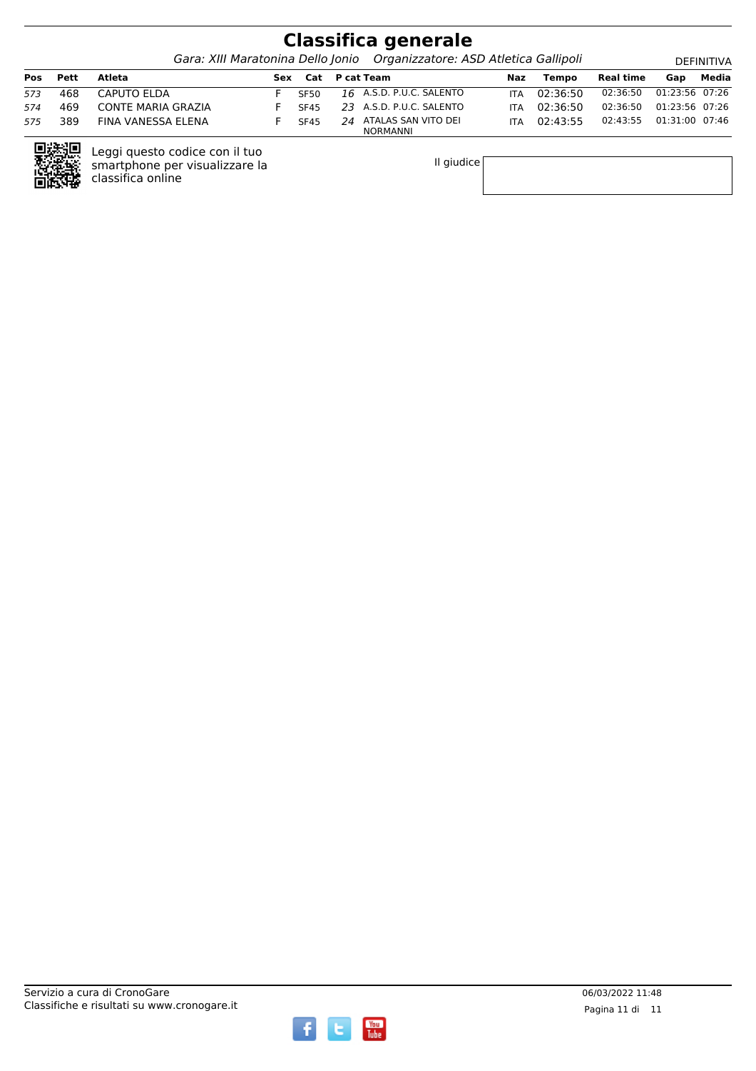# Classifica generale

*Gara: XIII Maratonina Dello Jonio   Organizzatore: ASD Atletica Gallipoli*

DEFINITIVA

| Pos | Pett | Atleta | Sex | Cat | P cat | Team | Naz | Tempo | Real time | Gap | Media |
|---|---|---|---|---|---|---|---|---|---|---|---|
| 573 | 468 | CAPUTO ELDA | F | SF50 | 16 | A.S.D. P.U.C. SALENTO | ITA | 02:36:50 | 02:36:50 | 01:23:56 | 07:26 |
| 574 | 469 | CONTE MARIA GRAZIA | F | SF45 | 23 | A.S.D. P.U.C. SALENTO | ITA | 02:36:50 | 02:36:50 | 01:23:56 | 07:26 |
| 575 | 389 | FINA VANESSA ELENA | F | SF45 | 24 | ATALAS SAN VITO DEI NORMANNI | ITA | 02:43:55 | 02:43:55 | 01:31:00 | 07:46 |

Leggi questo codice con il tuo smartphone per visualizzare la classifica online

Il giudice

Servizio a cura di CronoGare
Classifiche e risultati su www.cronogare.it

06/03/2022 11:48